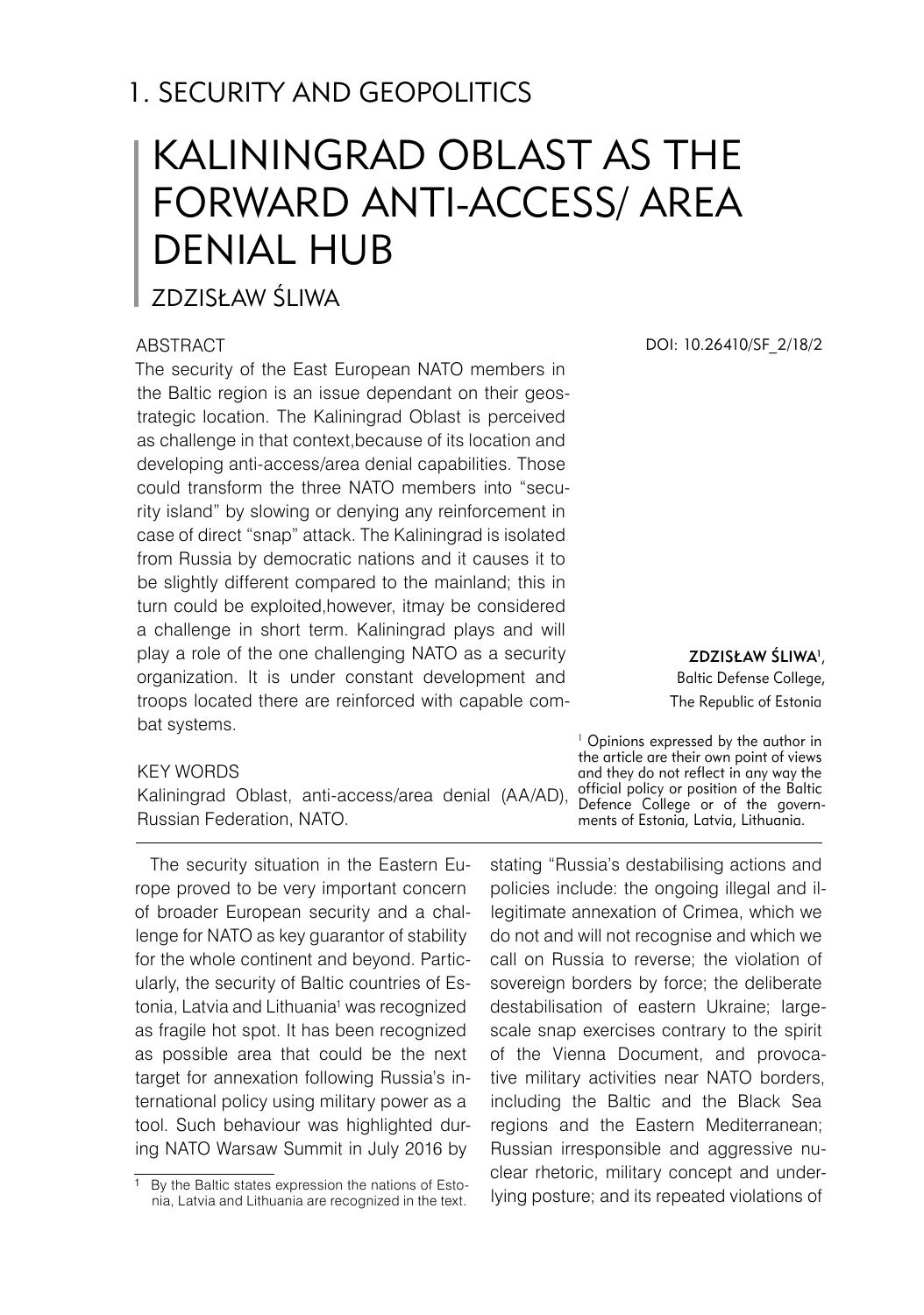## 1. SECURITY AND GEOPOLITICS

# KALININGRAD OBLAST AS THE FORWARD ANTI-ACCESS/ AREA DENIAL HUB

ZDZISŁAW ŚLIWA

DOI: 10.26410/SF_2/18/2

**ZDZISŁAW ŚLIWA**[1],
Baltic Defense College,
The Republic of Estonia

[1] Opinions expressed by the author in the article are their own point of views and they do not reflect in any way the official policy or position of the Baltic Defence College or of the governments of Estonia, Latvia, Lithuania.

### ABSTRACT

The security of the East European NATO members in the Baltic region is an issue dependant on their geostrategic location. The Kaliningrad Oblast is perceived as challenge in that context,because of its location and developing anti-access/area denial capabilities. Those could transform the three NATO members into "security island" by slowing or denying any reinforcement in case of direct "snap" attack. The Kaliningrad is isolated from Russia by democratic nations and it causes it to be slightly different compared to the mainland; this in turn could be exploited,however, itmay be considered a challenge in short term. Kaliningrad plays and will play a role of the one challenging NATO as a security organization. It is under constant development and troops located there are reinforced with capable combat systems.

### KEY WORDS

Kaliningrad Oblast, anti-access/area denial (AA/AD), Russian Federation, NATO.

The security situation in the Eastern Europe proved to be very important concern of broader European security and a challenge for NATO as key guarantor of stability for the whole continent and beyond. Particularly, the security of Baltic countries of Estonia, Latvia and Lithuania[1] was recognized as fragile hot spot. It has been recognized as possible area that could be the next target for annexation following Russia's international policy using military power as a tool. Such behaviour was highlighted during NATO Warsaw Summit in July 2016 by stating "Russia's destabilising actions and policies include: the ongoing illegal and illegitimate annexation of Crimea, which we do not and will not recognise and which we call on Russia to reverse; the violation of sovereign borders by force; the deliberate destabilisation of eastern Ukraine; large-scale snap exercises contrary to the spirit of the Vienna Document, and provocative military activities near NATO borders, including the Baltic and the Black Sea regions and the Eastern Mediterranean; Russian irresponsible and aggressive nuclear rhetoric, military concept and underlying posture; and its repeated violations of

[1] By the Baltic states expression the nations of Estonia, Latvia and Lithuania are recognized in the text.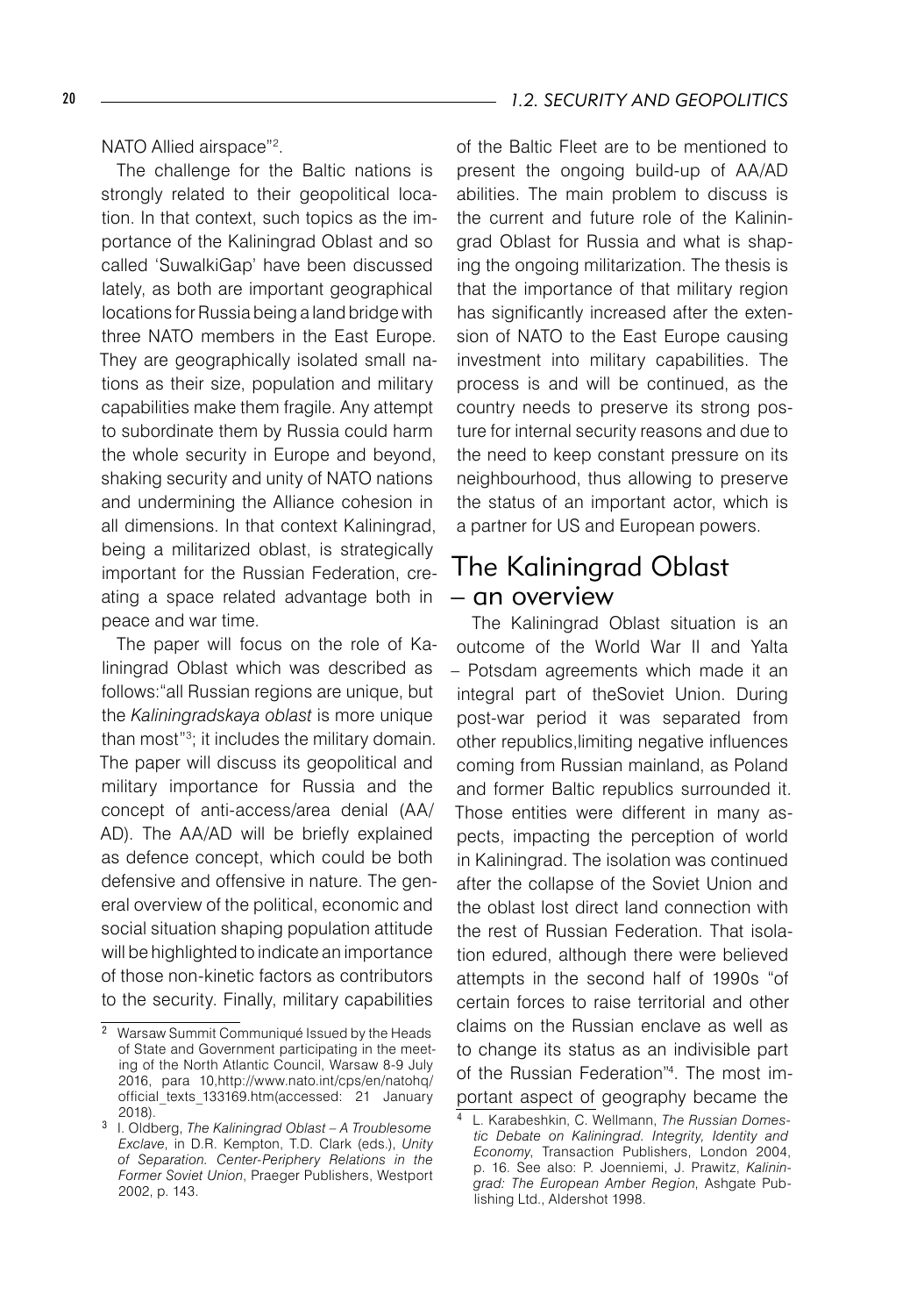NATO Allied airspace"[2].

The challenge for the Baltic nations is strongly related to their geopolitical location. In that context, such topics as the importance of the Kaliningrad Oblast and so called 'SuwalkiGap' have been discussed lately, as both are important geographical locations for Russia being a land bridge with three NATO members in the East Europe. They are geographically isolated small nations as their size, population and military capabilities make them fragile. Any attempt to subordinate them by Russia could harm the whole security in Europe and beyond, shaking security and unity of NATO nations and undermining the Alliance cohesion in all dimensions. In that context Kaliningrad, being a militarized oblast, is strategically important for the Russian Federation, creating a space related advantage both in peace and war time.

The paper will focus on the role of Kaliningrad Oblast which was described as follows:"all Russian regions are unique, but the *Kaliningradskaya oblast* is more unique than most"[3]; it includes the military domain. The paper will discuss its geopolitical and military importance for Russia and the concept of anti-access/area denial (AA/AD). The AA/AD will be briefly explained as defence concept, which could be both defensive and offensive in nature. The general overview of the political, economic and social situation shaping population attitude will be highlighted to indicate an importance of those non-kinetic factors as contributors to the security. Finally, military capabilities of the Baltic Fleet are to be mentioned to present the ongoing build-up of AA/AD abilities. The main problem to discuss is the current and future role of the Kaliningrad Oblast for Russia and what is shaping the ongoing militarization. The thesis is that the importance of that military region has significantly increased after the extension of NATO to the East Europe causing investment into military capabilities. The process is and will be continued, as the country needs to preserve its strong posture for internal security reasons and due to the need to keep constant pressure on its neighbourhood, thus allowing to preserve the status of an important actor, which is a partner for US and European powers.

## The Kaliningrad Oblast – an overview

The Kaliningrad Oblast situation is an outcome of the World War II and Yalta – Potsdam agreements which made it an integral part of theSoviet Union. During post-war period it was separated from other republics,limiting negative influences coming from Russian mainland, as Poland and former Baltic republics surrounded it. Those entities were different in many aspects, impacting the perception of world in Kaliningrad. The isolation was continued after the collapse of the Soviet Union and the oblast lost direct land connection with the rest of Russian Federation. That isolation edured, although there were believed attempts in the second half of 1990s "of certain forces to raise territorial and other claims on the Russian enclave as well as to change its status as an indivisible part of the Russian Federation"[4]. The most important aspect of geography became the

---

[2] Warsaw Summit Communiqué Issued by the Heads of State and Government participating in the meeting of the North Atlantic Council, Warsaw 8-9 July 2016, para 10,http://www.nato.int/cps/en/natohq/official_texts_133169.htm(accessed: 21 January 2018).

[3] I. Oldberg, *The Kaliningrad Oblast – A Troublesome Exclave*, in D.R. Kempton, T.D. Clark (eds.), *Unity of Separation. Center-Periphery Relations in the Former Soviet Union*, Praeger Publishers, Westport 2002, p. 143.

[4] L. Karabeshkin, C. Wellmann, *The Russian Domestic Debate on Kaliningrad. Integrity, Identity and Economy*, Transaction Publishers, London 2004, p. 16. See also: P. Joenniemi, J. Prawitz, *Kaliningrad: The European Amber Region*, Ashgate Publishing Ltd., Aldershot 1998.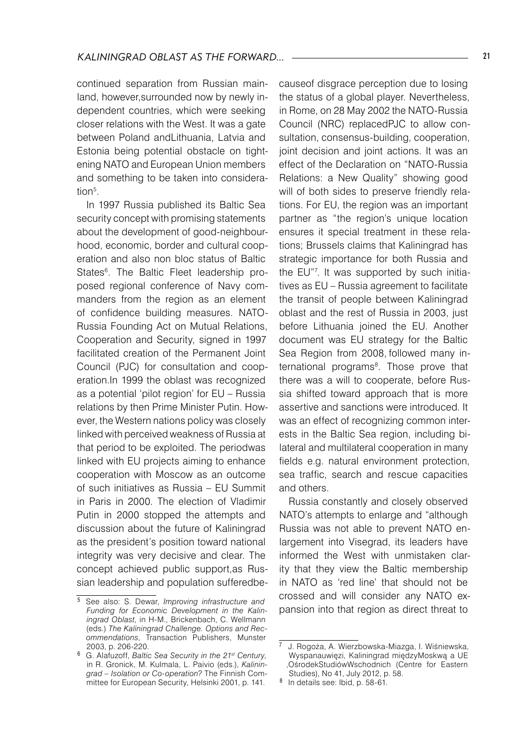continued separation from Russian mainland, however,surrounded now by newly independent countries, which were seeking closer relations with the West. It was a gate between Poland andLithuania, Latvia and Estonia being potential obstacle on tightening NATO and European Union members and something to be taken into consideration[5].

In 1997 Russia published its Baltic Sea security concept with promising statements about the development of good-neighbourhood, economic, border and cultural cooperation and also non bloc status of Baltic States[6]. The Baltic Fleet leadership proposed regional conference of Navy commanders from the region as an element of confidence building measures. NATO-Russia Founding Act on Mutual Relations, Cooperation and Security, signed in 1997 facilitated creation of the Permanent Joint Council (PJC) for consultation and cooperation.In 1999 the oblast was recognized as a potential 'pilot region' for EU – Russia relations by then Prime Minister Putin. However, the Western nations policy was closely linked with perceived weakness of Russia at that period to be exploited. The periodwas linked with EU projects aiming to enhance cooperation with Moscow as an outcome of such initiatives as Russia – EU Summit in Paris in 2000. The election of Vladimir Putin in 2000 stopped the attempts and discussion about the future of Kaliningrad as the president's position toward national integrity was very decisive and clear. The concept achieved public support,as Russian leadership and population sufferedbecauseof disgrace perception due to losing the status of a global player. Nevertheless, in Rome, on 28 May 2002 the NATO-Russia Council (NRC) replacedPJC to allow consultation, consensus-building, cooperation, joint decision and joint actions. It was an effect of the Declaration on "NATO-Russia Relations: a New Quality" showing good will of both sides to preserve friendly relations. For EU, the region was an important partner as "the region's unique location ensures it special treatment in these relations; Brussels claims that Kaliningrad has strategic importance for both Russia and the EU"[7]. It was supported by such initiatives as EU – Russia agreement to facilitate the transit of people between Kaliningrad oblast and the rest of Russia in 2003, just before Lithuania joined the EU. Another document was EU strategy for the Baltic Sea Region from 2008, followed many international programs[8]. Those prove that there was a will to cooperate, before Russia shifted toward approach that is more assertive and sanctions were introduced. It was an effect of recognizing common interests in the Baltic Sea region, including bilateral and multilateral cooperation in many fields e.g. natural environment protection, sea traffic, search and rescue capacities and others.

Russia constantly and closely observed NATO's attempts to enlarge and "although Russia was not able to prevent NATO enlargement into Visegrad, its leaders have informed the West with unmistaken clarity that they view the Baltic membership in NATO as 'red line' that should not be crossed and will consider any NATO expansion into that region as direct threat to

---

[5] See also: S. Dewar, *Improving infrastructure and Funding for Economic Development in the Kaliningrad Oblast*, in H-M., Brickenbach, C. Wellmann (eds.) *The Kaliningrad Challenge. Options and Recommendations*, Transaction Publishers, Munster 2003, p. 206-220.

[6] G. Alafuzoff, *Baltic Sea Security in the 21st Century*, in R. Gronick, M. Kulmala, L. Paivio (eds.), *Kaliningrad – Isolation or Co-operation?* The Finnish Committee for European Security, Helsinki 2001, p. 141.

[7] J. Rogoża, A. Wierzbowska-Miazga, I. Wiśniewska, Wyspanauwięzi, Kaliningrad międzyMoskwą a UE ,OśrodekStudiówWschodnich (Centre for Eastern Studies), No 41, July 2012, p. 58.

[8] In details see: Ibid, p. 58-61.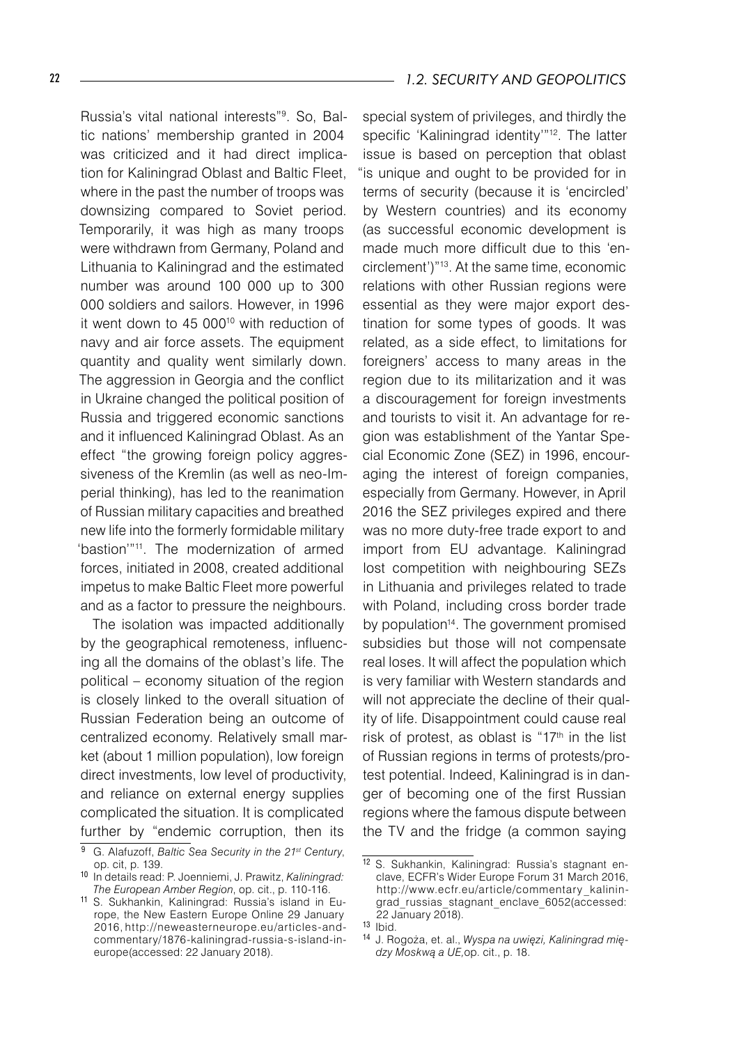Russia's vital national interests"[9]. So, Baltic nations' membership granted in 2004 was criticized and it had direct implication for Kaliningrad Oblast and Baltic Fleet, where in the past the number of troops was downsizing compared to Soviet period. Temporarily, it was high as many troops were withdrawn from Germany, Poland and Lithuania to Kaliningrad and the estimated number was around 100 000 up to 300 000 soldiers and sailors. However, in 1996 it went down to 45 000[10] with reduction of navy and air force assets. The equipment quantity and quality went similarly down. The aggression in Georgia and the conflict in Ukraine changed the political position of Russia and triggered economic sanctions and it influenced Kaliningrad Oblast. As an effect "the growing foreign policy aggressiveness of the Kremlin (as well as neo-Imperial thinking), has led to the reanimation of Russian military capacities and breathed new life into the formerly formidable military 'bastion'"[11]. The modernization of armed forces, initiated in 2008, created additional impetus to make Baltic Fleet more powerful and as a factor to pressure the neighbours.

The isolation was impacted additionally by the geographical remoteness, influencing all the domains of the oblast's life. The political – economy situation of the region is closely linked to the overall situation of Russian Federation being an outcome of centralized economy. Relatively small market (about 1 million population), low foreign direct investments, low level of productivity, and reliance on external energy supplies complicated the situation. It is complicated further by "endemic corruption, then its special system of privileges, and thirdly the specific 'Kaliningrad identity'"[12]. The latter issue is based on perception that oblast "is unique and ought to be provided for in terms of security (because it is 'encircled' by Western countries) and its economy (as successful economic development is made much more difficult due to this 'encirclement')"[13]. At the same time, economic relations with other Russian regions were essential as they were major export destination for some types of goods. It was related, as a side effect, to limitations for foreigners' access to many areas in the region due to its militarization and it was a discouragement for foreign investments and tourists to visit it. An advantage for region was establishment of the Yantar Special Economic Zone (SEZ) in 1996, encouraging the interest of foreign companies, especially from Germany. However, in April 2016 the SEZ privileges expired and there was no more duty-free trade export to and import from EU advantage. Kaliningrad lost competition with neighbouring SEZs in Lithuania and privileges related to trade with Poland, including cross border trade by population[14]. The government promised subsidies but those will not compensate real loses. It will affect the population which is very familiar with Western standards and will not appreciate the decline of their quality of life. Disappointment could cause real risk of protest, as oblast is "17th in the list of Russian regions in terms of protests/protest potential. Indeed, Kaliningrad is in danger of becoming one of the first Russian regions where the famous dispute between the TV and the fridge (a common saying

---

[9] G. Alafuzoff, *Baltic Sea Security in the 21st Century*, op. cit, p. 139.

[10] In details read: P. Joenniemi, J. Prawitz, *Kaliningrad: The European Amber Region*, op. cit., p. 110-116.

[11] S. Sukhankin, Kaliningrad: Russia's island in Europe, the New Eastern Europe Online 29 January 2016, http://neweasterneurope.eu/articles-and-commentary/1876-kaliningrad-russia-s-island-in-europe(accessed: 22 January 2018).

[12] S. Sukhankin, Kaliningrad: Russia's stagnant enclave, ECFR's Wider Europe Forum 31 March 2016, http://www.ecfr.eu/article/commentary_kaliningrad_russias_stagnant_enclave_6052(accessed: 22 January 2018).

[13] Ibid.

[14] J. Rogoża, et. al., *Wyspa na uwięzi, Kaliningrad między Moskwą a UE*,op. cit., p. 18.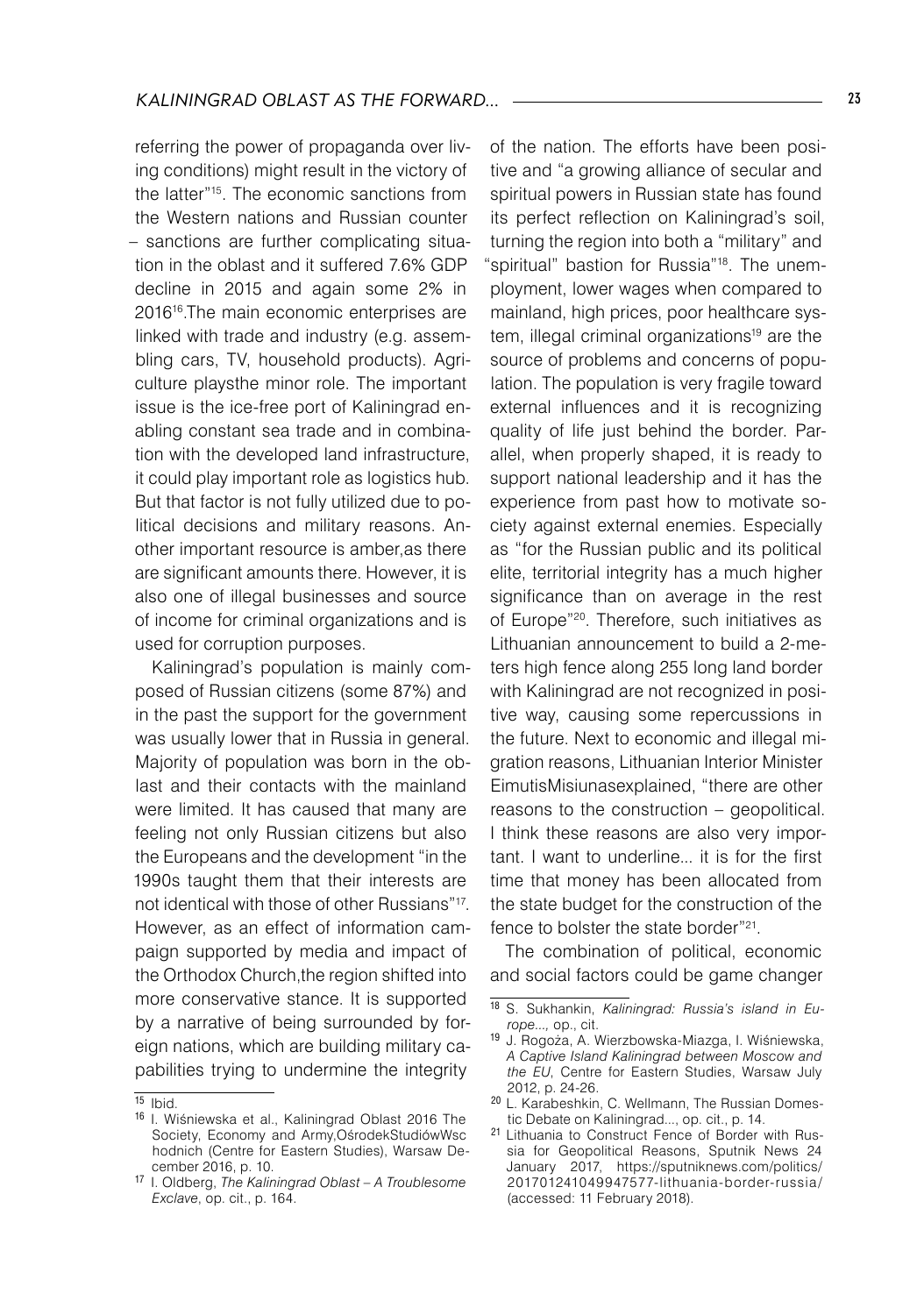referring the power of propaganda over living conditions) might result in the victory of the latter"[15]. The economic sanctions from the Western nations and Russian counter – sanctions are further complicating situation in the oblast and it suffered 7.6% GDP decline in 2015 and again some 2% in 2016[16].The main economic enterprises are linked with trade and industry (e.g. assembling cars, TV, household products). Agriculture playsthe minor role. The important issue is the ice-free port of Kaliningrad enabling constant sea trade and in combination with the developed land infrastructure, it could play important role as logistics hub. But that factor is not fully utilized due to political decisions and military reasons. Another important resource is amber,as there are significant amounts there. However, it is also one of illegal businesses and source of income for criminal organizations and is used for corruption purposes.

Kaliningrad's population is mainly composed of Russian citizens (some 87%) and in the past the support for the government was usually lower that in Russia in general. Majority of population was born in the oblast and their contacts with the mainland were limited. It has caused that many are feeling not only Russian citizens but also the Europeans and the development "in the 1990s taught them that their interests are not identical with those of other Russians"[17]. However, as an effect of information campaign supported by media and impact of the Orthodox Church,the region shifted into more conservative stance. It is supported by a narrative of being surrounded by foreign nations, which are building military capabilities trying to undermine the integrity of the nation. The efforts have been positive and "a growing alliance of secular and spiritual powers in Russian state has found its perfect reflection on Kaliningrad's soil, turning the region into both a "military" and "spiritual" bastion for Russia"[18]. The unemployment, lower wages when compared to mainland, high prices, poor healthcare system, illegal criminal organizations[19] are the source of problems and concerns of population. The population is very fragile toward external influences and it is recognizing quality of life just behind the border. Parallel, when properly shaped, it is ready to support national leadership and it has the experience from past how to motivate society against external enemies. Especially as "for the Russian public and its political elite, territorial integrity has a much higher significance than on average in the rest of Europe"[20]. Therefore, such initiatives as Lithuanian announcement to build a 2-meters high fence along 255 long land border with Kaliningrad are not recognized in positive way, causing some repercussions in the future. Next to economic and illegal migration reasons, Lithuanian Interior Minister EimutisMisiunasexplained, "there are other reasons to the construction – geopolitical. I think these reasons are also very important. I want to underline... it is for the first time that money has been allocated from the state budget for the construction of the fence to bolster the state border"[21].

The combination of political, economic and social factors could be game changer

---

[15] Ibid.

[16] I. Wiśniewska et al., Kaliningrad Oblast 2016 The Society, Economy and Army,OśrodekStudiówWschodnich (Centre for Eastern Studies), Warsaw December 2016, p. 10.

[17] I. Oldberg, *The Kaliningrad Oblast – A Troublesome Exclave*, op. cit., p. 164.

[18] S. Sukhankin, *Kaliningrad: Russia's island in Europe...,* op., cit.

[19] J. Rogoża, A. Wierzbowska-Miazga, I. Wiśniewska, *A Captive Island Kaliningrad between Moscow and the EU*, Centre for Eastern Studies, Warsaw July 2012, p. 24-26.

[20] L. Karabeshkin, C. Wellmann, The Russian Domestic Debate on Kaliningrad..., op. cit., p. 14.

[21] Lithuania to Construct Fence of Border with Russia for Geopolitical Reasons, Sputnik News 24 January 2017, https://sputniknews.com/politics/201701241049947577-lithuania-border-russia/ (accessed: 11 February 2018).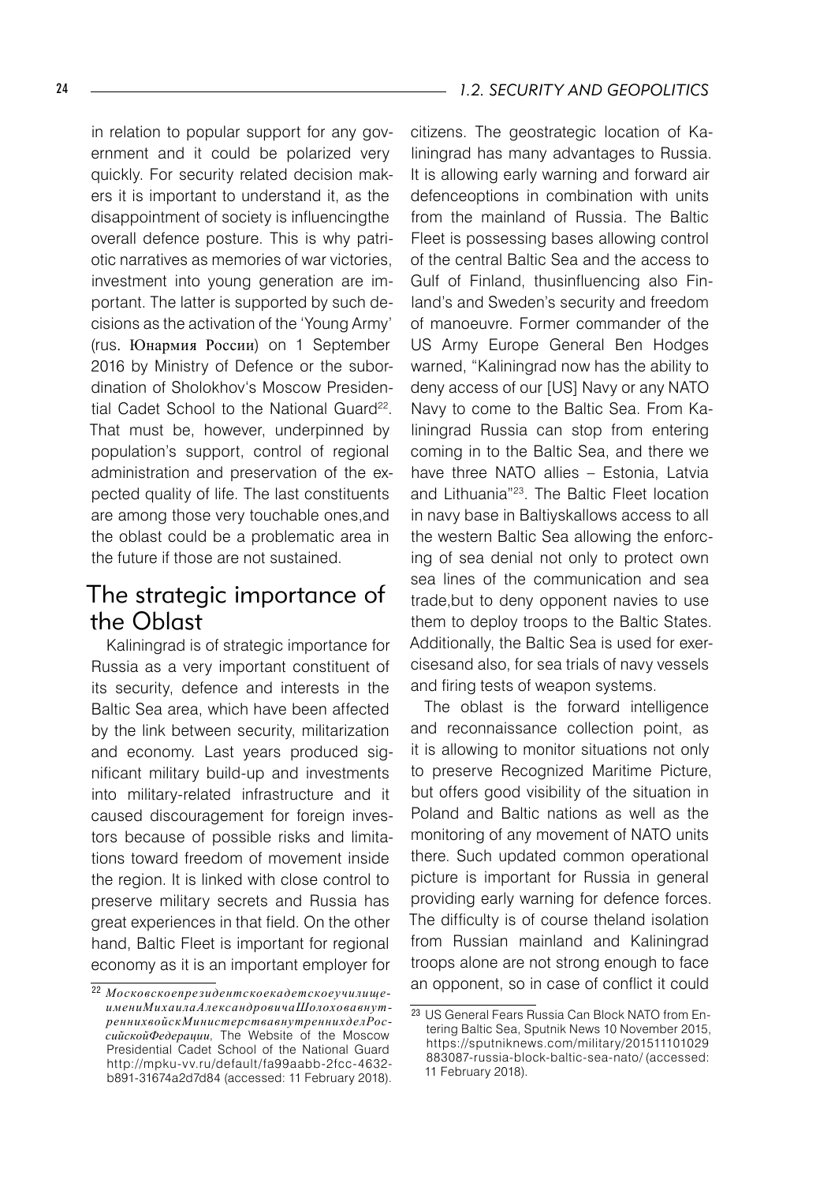in relation to popular support for any government and it could be polarized very quickly. For security related decision makers it is important to understand it, as the disappointment of society is influencingthe overall defence posture. This is why patriotic narratives as memories of war victories, investment into young generation are important. The latter is supported by such decisions as the activation of the 'Young Army' (rus. Юнармия России) on 1 September 2016 by Ministry of Defence or the subordination of Sholokhov's Moscow Presidential Cadet School to the National Guard[22]. That must be, however, underpinned by population's support, control of regional administration and preservation of the expected quality of life. The last constituents are among those very touchable ones,and the oblast could be a problematic area in the future if those are not sustained.

## The strategic importance of the Oblast

Kaliningrad is of strategic importance for Russia as a very important constituent of its security, defence and interests in the Baltic Sea area, which have been affected by the link between security, militarization and economy. Last years produced significant military build-up and investments into military-related infrastructure and it caused discouragement for foreign investors because of possible risks and limitations toward freedom of movement inside the region. It is linked with close control to preserve military secrets and Russia has great experiences in that field. On the other hand, Baltic Fleet is important for regional economy as it is an important employer for citizens. The geostrategic location of Kaliningrad has many advantages to Russia. It is allowing early warning and forward air defenceoptions in combination with units from the mainland of Russia. The Baltic Fleet is possessing bases allowing control of the central Baltic Sea and the access to Gulf of Finland, thusinfluencing also Finland's and Sweden's security and freedom of manoeuvre. Former commander of the US Army Europe General Ben Hodges warned, "Kaliningrad now has the ability to deny access of our [US] Navy or any NATO Navy to come to the Baltic Sea. From Kaliningrad Russia can stop from entering coming in to the Baltic Sea, and there we have three NATO allies – Estonia, Latvia and Lithuania"[23]. The Baltic Fleet location in navy base in Baltiyskallows access to all the western Baltic Sea allowing the enforcing of sea denial not only to protect own sea lines of the communication and sea trade,but to deny opponent navies to use them to deploy troops to the Baltic States. Additionally, the Baltic Sea is used for exercisesand also, for sea trials of navy vessels and firing tests of weapon systems.

The oblast is the forward intelligence and reconnaissance collection point, as it is allowing to monitor situations not only to preserve Recognized Maritime Picture, but offers good visibility of the situation in Poland and Baltic nations as well as the monitoring of any movement of NATO units there. Such updated common operational picture is important for Russia in general providing early warning for defence forces. The difficulty is of course theland isolation from Russian mainland and Kaliningrad troops alone are not strong enough to face an opponent, so in case of conflict it could

---

[22] *МосковскоепрезидентскоекадетскоеучилищеимениМихаилаАлександровичаШолоховавнутреннихвойскМинистерствавнутреннихделРоссийскойФедерации*, The Website of the Moscow Presidential Cadet School of the National Guard http://mpku-vv.ru/default/fa99aabb-2fcc-4632-b891-31674a2d7d84 (accessed: 11 February 2018).

[23] US General Fears Russia Can Block NATO from Entering Baltic Sea, Sputnik News 10 November 2015, https://sputniknews.com/military/201511101029883087-russia-block-baltic-sea-nato/ (accessed: 11 February 2018).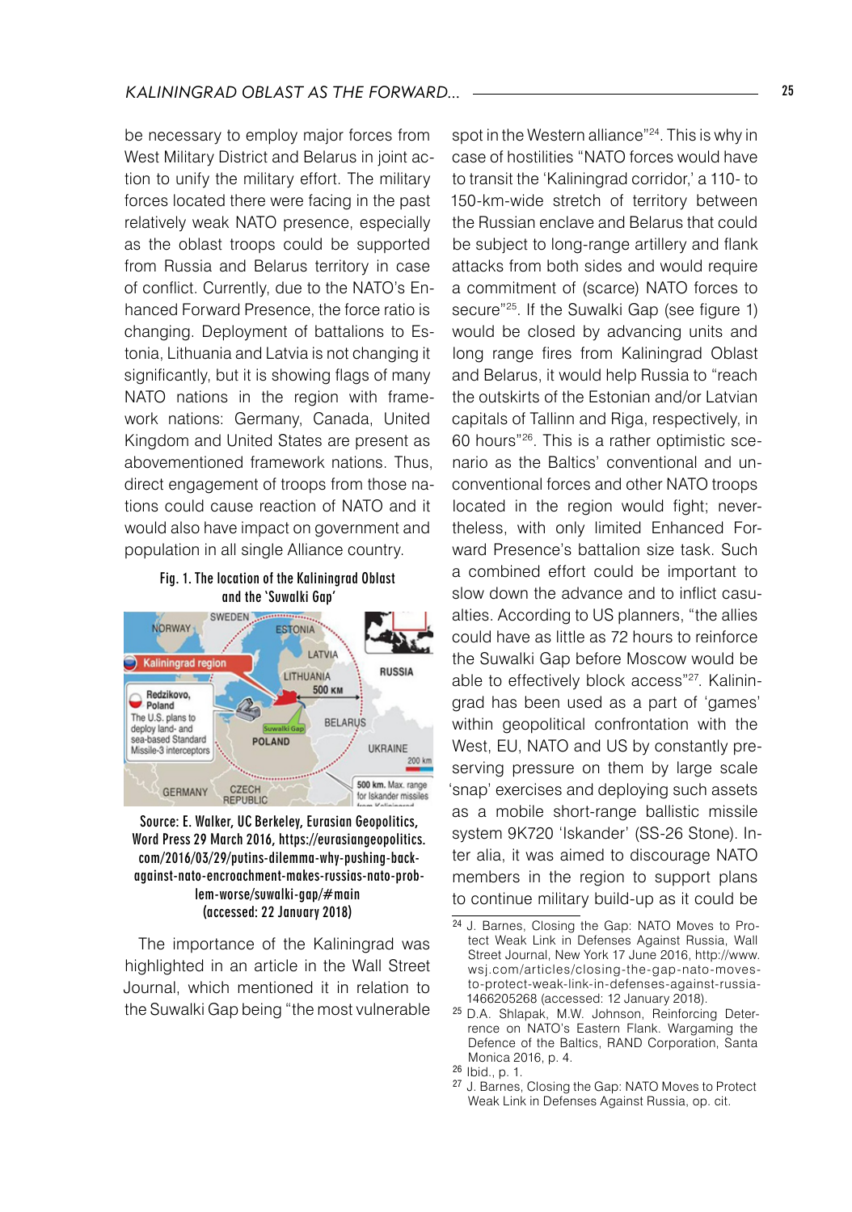be necessary to employ major forces from West Military District and Belarus in joint action to unify the military effort. The military forces located there were facing in the past relatively weak NATO presence, especially as the oblast troops could be supported from Russia and Belarus territory in case of conflict. Currently, due to the NATO's Enhanced Forward Presence, the force ratio is changing. Deployment of battalions to Estonia, Lithuania and Latvia is not changing it significantly, but it is showing flags of many NATO nations in the region with framework nations: Germany, Canada, United Kingdom and United States are present as abovementioned framework nations. Thus, direct engagement of troops from those nations could cause reaction of NATO and it would also have impact on government and population in all single Alliance country.

Fig. 1. The location of the Kaliningrad Oblast and the 'Suwalki Gap'

Source: E. Walker, UC Berkeley, Eurasian Geopolitics, Word Press 29 March 2016, https://eurasiangeopolitics.com/2016/03/29/putins-dilemma-why-pushing-back-against-nato-encroachment-makes-russias-nato-problem-worse/suwalki-gap/#main (accessed: 22 January 2018)

The importance of the Kaliningrad was highlighted in an article in the Wall Street Journal, which mentioned it in relation to the Suwalki Gap being "the most vulnerable spot in the Western alliance"[24]. This is why in case of hostilities "NATO forces would have to transit the 'Kaliningrad corridor,' a 110- to 150-km-wide stretch of territory between the Russian enclave and Belarus that could be subject to long-range artillery and flank attacks from both sides and would require a commitment of (scarce) NATO forces to secure"[25]. If the Suwalki Gap (see figure 1) would be closed by advancing units and long range fires from Kaliningrad Oblast and Belarus, it would help Russia to "reach the outskirts of the Estonian and/or Latvian capitals of Tallinn and Riga, respectively, in 60 hours"[26]. This is a rather optimistic scenario as the Baltics' conventional and unconventional forces and other NATO troops located in the region would fight; nevertheless, with only limited Enhanced Forward Presence's battalion size task. Such a combined effort could be important to slow down the advance and to inflict casualties. According to US planners, "the allies could have as little as 72 hours to reinforce the Suwalki Gap before Moscow would be able to effectively block access"[27]. Kaliningrad has been used as a part of 'games' within geopolitical confrontation with the West, EU, NATO and US by constantly preserving pressure on them by large scale 'snap' exercises and deploying such assets as a mobile short-range ballistic missile system 9K720 'Iskander' (SS-26 Stone). Inter alia, it was aimed to discourage NATO members in the region to support plans to continue military build-up as it could be

---

[24] J. Barnes, Closing the Gap: NATO Moves to Protect Weak Link in Defenses Against Russia, Wall Street Journal, New York 17 June 2016, http://www.wsj.com/articles/closing-the-gap-nato-moves-to-protect-weak-link-in-defenses-against-russia-1466205268 (accessed: 12 January 2018).

[25] D.A. Shlapak, M.W. Johnson, Reinforcing Deterrence on NATO's Eastern Flank. Wargaming the Defence of the Baltics, RAND Corporation, Santa Monica 2016, p. 4.

[26] Ibid., p. 1.

[27] J. Barnes, Closing the Gap: NATO Moves to Protect Weak Link in Defenses Against Russia, op. cit.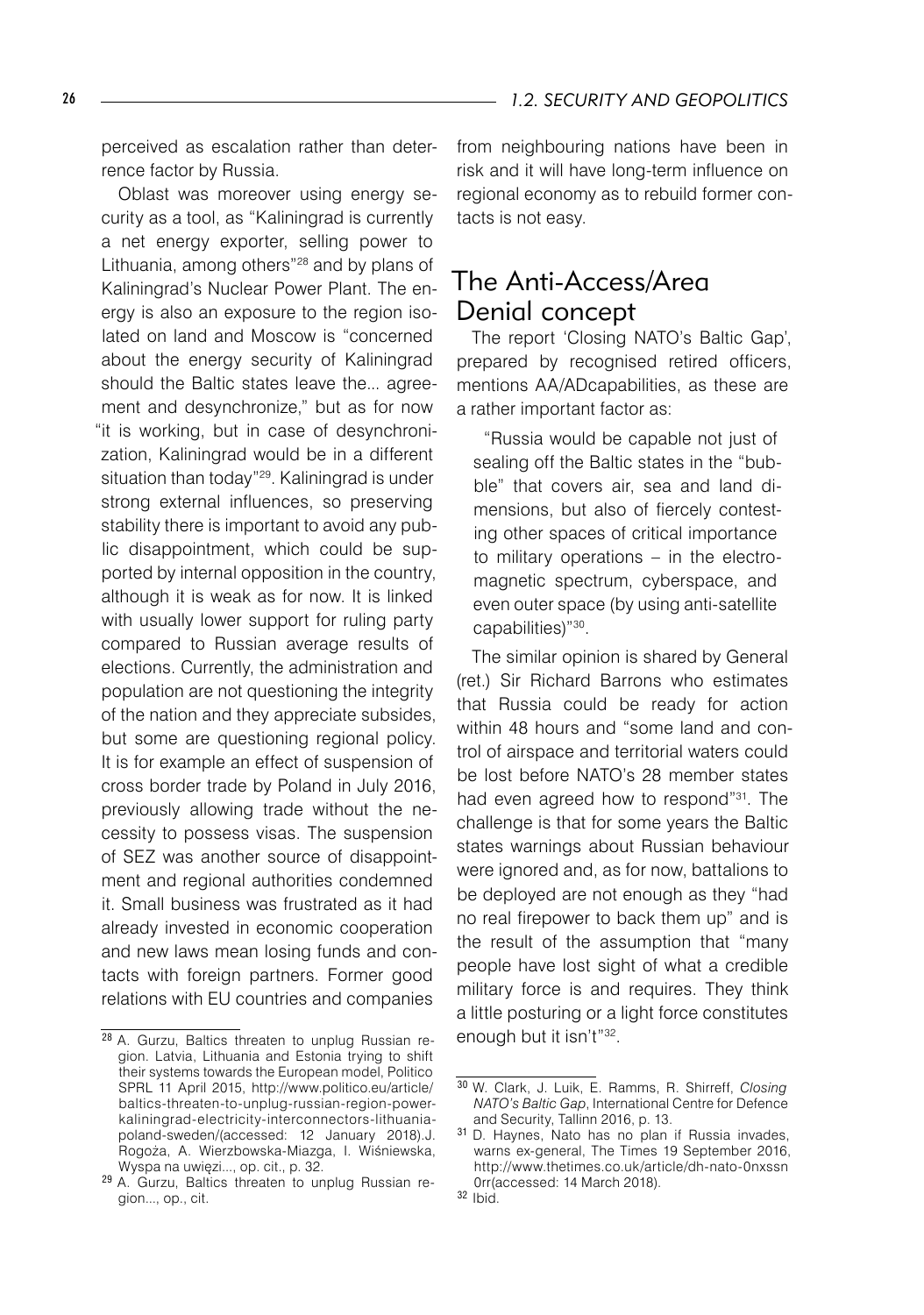perceived as escalation rather than deterrence factor by Russia.

Oblast was moreover using energy security as a tool, as "Kaliningrad is currently a net energy exporter, selling power to Lithuania, among others"[28] and by plans of Kaliningrad's Nuclear Power Plant. The energy is also an exposure to the region isolated on land and Moscow is "concerned about the energy security of Kaliningrad should the Baltic states leave the... agreement and desynchronize," but as for now "it is working, but in case of desynchronization, Kaliningrad would be in a different situation than today"[29]. Kaliningrad is under strong external influences, so preserving stability there is important to avoid any public disappointment, which could be supported by internal opposition in the country, although it is weak as for now. It is linked with usually lower support for ruling party compared to Russian average results of elections. Currently, the administration and population are not questioning the integrity of the nation and they appreciate subsides, but some are questioning regional policy. It is for example an effect of suspension of cross border trade by Poland in July 2016, previously allowing trade without the necessity to possess visas. The suspension of SEZ was another source of disappointment and regional authorities condemned it. Small business was frustrated as it had already invested in economic cooperation and new laws mean losing funds and contacts with foreign partners. Former good relations with EU countries and companies from neighbouring nations have been in risk and it will have long-term influence on regional economy as to rebuild former contacts is not easy.

## The Anti-Access/Area Denial concept

The report 'Closing NATO's Baltic Gap', prepared by recognised retired officers, mentions AA/ADcapabilities, as these are a rather important factor as:

> "Russia would be capable not just of sealing off the Baltic states in the "bubble" that covers air, sea and land dimensions, but also of fiercely contesting other spaces of critical importance to military operations – in the electromagnetic spectrum, cyberspace, and even outer space (by using anti-satellite capabilities)"[30].

The similar opinion is shared by General (ret.) Sir Richard Barrons who estimates that Russia could be ready for action within 48 hours and "some land and control of airspace and territorial waters could be lost before NATO's 28 member states had even agreed how to respond"[31]. The challenge is that for some years the Baltic states warnings about Russian behaviour were ignored and, as for now, battalions to be deployed are not enough as they "had no real firepower to back them up" and is the result of the assumption that "many people have lost sight of what a credible military force is and requires. They think a little posturing or a light force constitutes enough but it isn't"[32].

---

[28] A. Gurzu, Baltics threaten to unplug Russian region. Latvia, Lithuania and Estonia trying to shift their systems towards the European model, Politico SPRL 11 April 2015, http://www.politico.eu/article/baltics-threaten-to-unplug-russian-region-power-kaliningrad-electricity-interconnectors-lithuania-poland-sweden/(accessed: 12 January 2018).J. Rogoża, A. Wierzbowska-Miazga, I. Wiśniewska, Wyspa na uwięzi..., op. cit., p. 32.

[29] A. Gurzu, Baltics threaten to unplug Russian region..., op., cit.

[30] W. Clark, J. Luik, E. Ramms, R. Shirreff, *Closing NATO's Baltic Gap*, International Centre for Defence and Security, Tallinn 2016, p. 13.

[31] D. Haynes, Nato has no plan if Russia invades, warns ex-general, The Times 19 September 2016, http://www.thetimes.co.uk/article/dh-nato-0nxssn0rr(accessed: 14 March 2018).

[32] Ibid.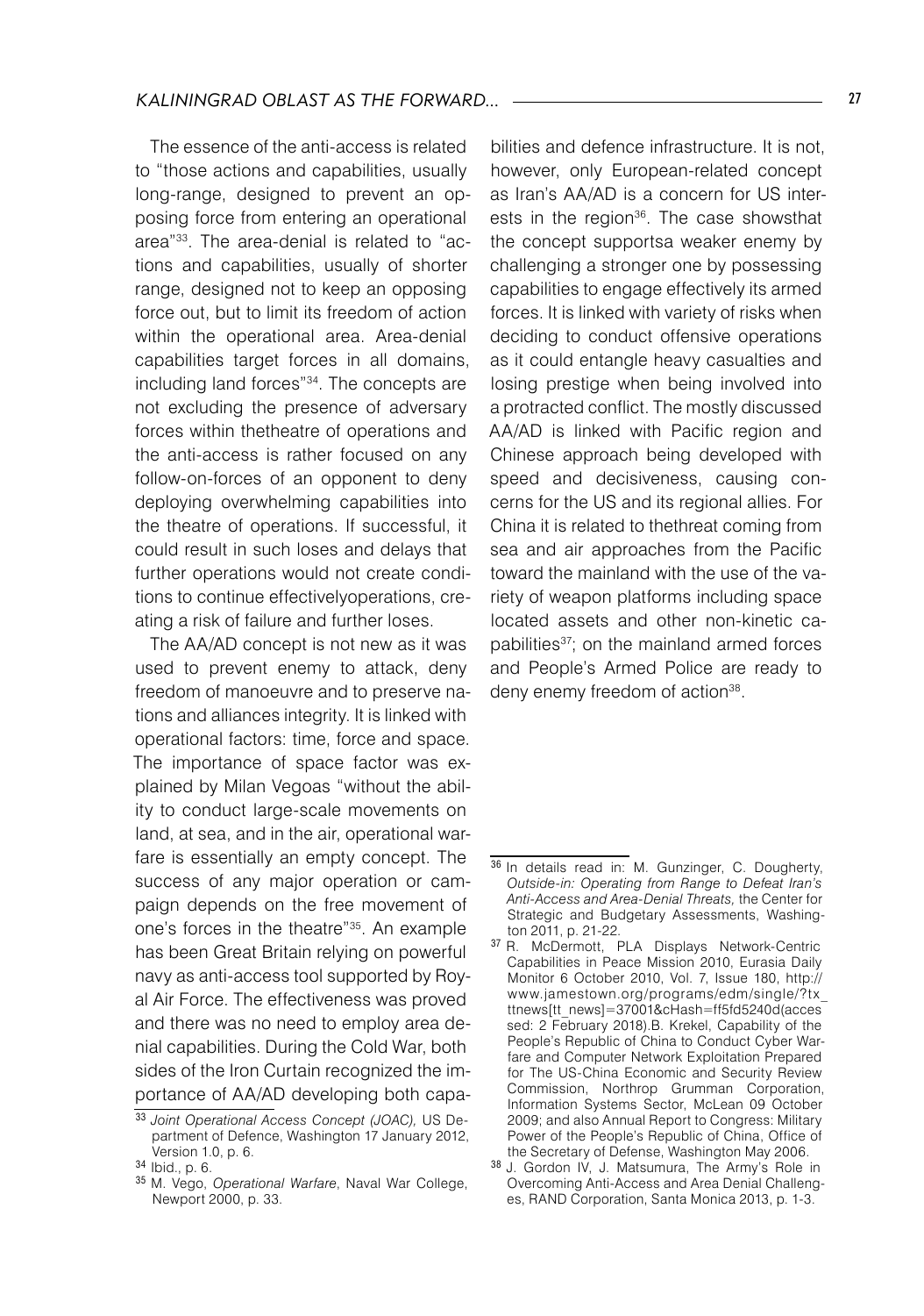The essence of the anti-access is related to "those actions and capabilities, usually long-range, designed to prevent an opposing force from entering an operational area"[33]. The area-denial is related to "actions and capabilities, usually of shorter range, designed not to keep an opposing force out, but to limit its freedom of action within the operational area. Area-denial capabilities target forces in all domains, including land forces"[34]. The concepts are not excluding the presence of adversary forces within thetheatre of operations and the anti-access is rather focused on any follow-on-forces of an opponent to deny deploying overwhelming capabilities into the theatre of operations. If successful, it could result in such loses and delays that further operations would not create conditions to continue effectivelyoperations, creating a risk of failure and further loses.

The AA/AD concept is not new as it was used to prevent enemy to attack, deny freedom of manoeuvre and to preserve nations and alliances integrity. It is linked with operational factors: time, force and space. The importance of space factor was explained by Milan Vegoas "without the ability to conduct large-scale movements on land, at sea, and in the air, operational warfare is essentially an empty concept. The success of any major operation or campaign depends on the free movement of one's forces in the theatre"[35]. An example has been Great Britain relying on powerful navy as anti-access tool supported by Royal Air Force. The effectiveness was proved and there was no need to employ area denial capabilities. During the Cold War, both sides of the Iron Curtain recognized the importance of AA/AD developing both capabilities and defence infrastructure. It is not, however, only European-related concept as Iran's AA/AD is a concern for US interests in the region[36]. The case showsthat the concept supportsa weaker enemy by challenging a stronger one by possessing capabilities to engage effectively its armed forces. It is linked with variety of risks when deciding to conduct offensive operations as it could entangle heavy casualties and losing prestige when being involved into a protracted conflict. The mostly discussed AA/AD is linked with Pacific region and Chinese approach being developed with speed and decisiveness, causing concerns for the US and its regional allies. For China it is related to thethreat coming from sea and air approaches from the Pacific toward the mainland with the use of the variety of weapon platforms including space located assets and other non-kinetic capabilities[37]; on the mainland armed forces and People's Armed Police are ready to deny enemy freedom of action[38].

---

[33] *Joint Operational Access Concept (JOAC),* US Department of Defence, Washington 17 January 2012, Version 1.0, p. 6.

[34] Ibid., p. 6.

[35] M. Vego, *Operational Warfare*, Naval War College, Newport 2000, p. 33.

[36] In details read in: M. Gunzinger, C. Dougherty, *Outside-in: Operating from Range to Defeat Iran's Anti-Access and Area-Denial Threats,* the Center for Strategic and Budgetary Assessments, Washington 2011, p. 21-22.

[37] R. McDermott, PLA Displays Network-Centric Capabilities in Peace Mission 2010, Eurasia Daily Monitor 6 October 2010, Vol. 7, Issue 180, http://www.jamestown.org/programs/edm/single/?tx_ttnews[tt_news]=37001&cHash=ff5fd5240d(accessed: 2 February 2018).B. Krekel, Capability of the People's Republic of China to Conduct Cyber Warfare and Computer Network Exploitation Prepared for The US-China Economic and Security Review Commission, Northrop Grumman Corporation, Information Systems Sector, McLean 09 October 2009; and also Annual Report to Congress: Military Power of the People's Republic of China, Office of the Secretary of Defense, Washington May 2006.

[38] J. Gordon IV, J. Matsumura, The Army's Role in Overcoming Anti-Access and Area Denial Challenges, RAND Corporation, Santa Monica 2013, p. 1-3.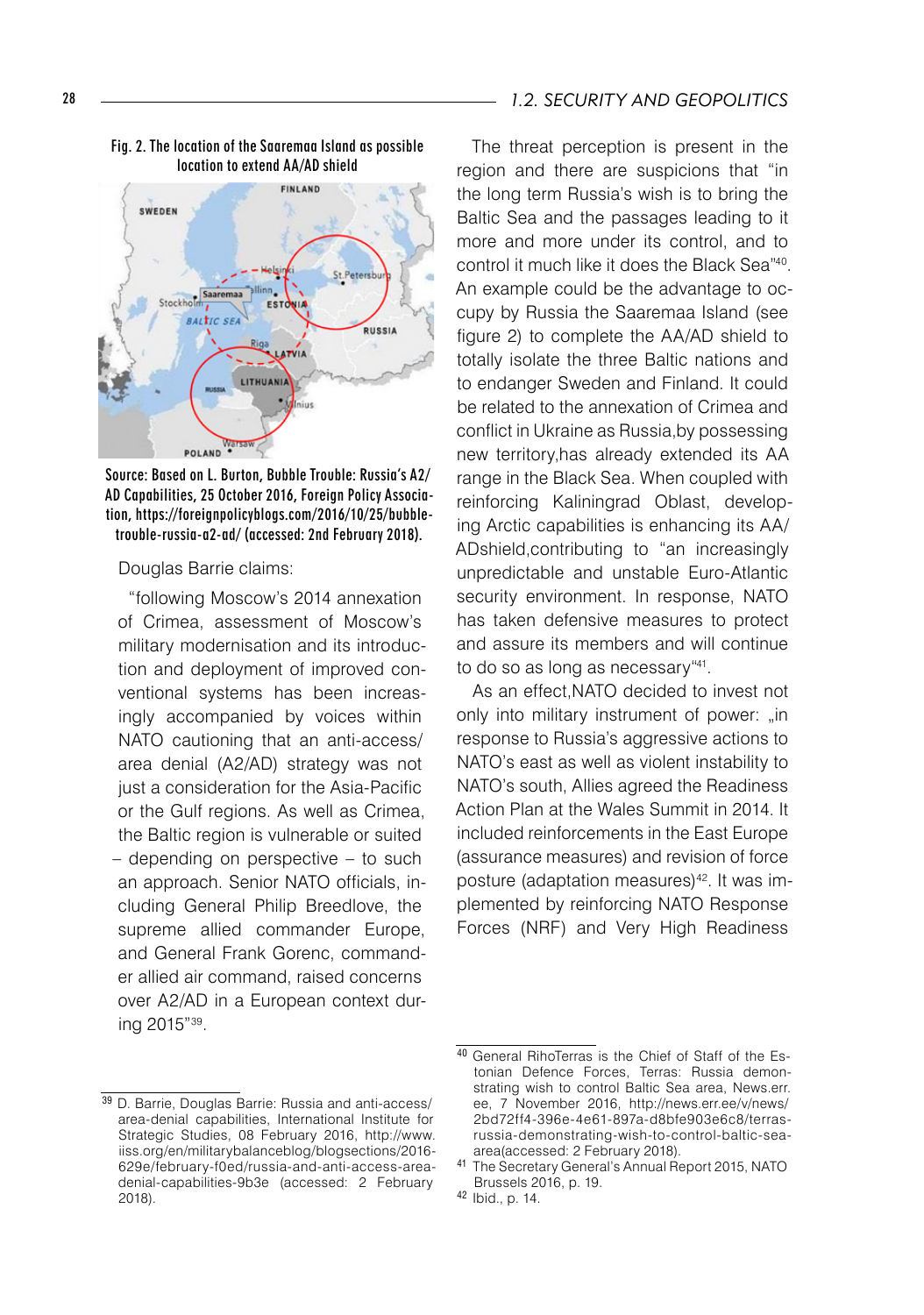Fig. 2. The location of the Saaremaa Island as possible location to extend AA/AD shield

Source: Based on L. Burton, Bubble Trouble: Russia's A2/AD Capabilities, 25 October 2016, Foreign Policy Association, https://foreignpolicyblogs.com/2016/10/25/bubble-trouble-russia-a2-ad/ (accessed: 2nd February 2018).

Douglas Barrie claims:

"following Moscow's 2014 annexation of Crimea, assessment of Moscow's military modernisation and its introduction and deployment of improved conventional systems has been increasingly accompanied by voices within NATO cautioning that an anti-access/area denial (A2/AD) strategy was not just a consideration for the Asia-Pacific or the Gulf regions. As well as Crimea, the Baltic region is vulnerable or suited – depending on perspective – to such an approach. Senior NATO officials, including General Philip Breedlove, the supreme allied commander Europe, and General Frank Gorenc, commander allied air command, raised concerns over A2/AD in a European context during 2015"[39].

The threat perception is present in the region and there are suspicions that "in the long term Russia's wish is to bring the Baltic Sea and the passages leading to it more and more under its control, and to control it much like it does the Black Sea"[40]. An example could be the advantage to occupy by Russia the Saaremaa Island (see figure 2) to complete the AA/AD shield to totally isolate the three Baltic nations and to endanger Sweden and Finland. It could be related to the annexation of Crimea and conflict in Ukraine as Russia,by possessing new territory,has already extended its AA range in the Black Sea. When coupled with reinforcing Kaliningrad Oblast, developing Arctic capabilities is enhancing its AA/ADshield,contributing to "an increasingly unpredictable and unstable Euro-Atlantic security environment. In response, NATO has taken defensive measures to protect and assure its members and will continue to do so as long as necessary"[41].

As an effect,NATO decided to invest not only into military instrument of power: „in response to Russia's aggressive actions to NATO's east as well as violent instability to NATO's south, Allies agreed the Readiness Action Plan at the Wales Summit in 2014. It included reinforcements in the East Europe (assurance measures) and revision of force posture (adaptation measures)[42]. It was implemented by reinforcing NATO Response Forces (NRF) and Very High Readiness

---

[39] D. Barrie, Douglas Barrie: Russia and anti-access/area-denial capabilities, International Institute for Strategic Studies, 08 February 2016, http://www.iiss.org/en/militarybalanceblog/blogsections/2016-629e/february-f0ed/russia-and-anti-access-area-denial-capabilities-9b3e (accessed: 2 February 2018).

[40] General RihoTerras is the Chief of Staff of the Estonian Defence Forces, Terras: Russia demonstrating wish to control Baltic Sea area, News.err.ee, 7 November 2016, http://news.err.ee/v/news/2bd72ff4-396e-4e61-897a-d8bfe903e6c8/terras-russia-demonstrating-wish-to-control-baltic-sea-area(accessed: 2 February 2018).

[41] The Secretary General's Annual Report 2015, NATO Brussels 2016, p. 19.

[42] Ibid., p. 14.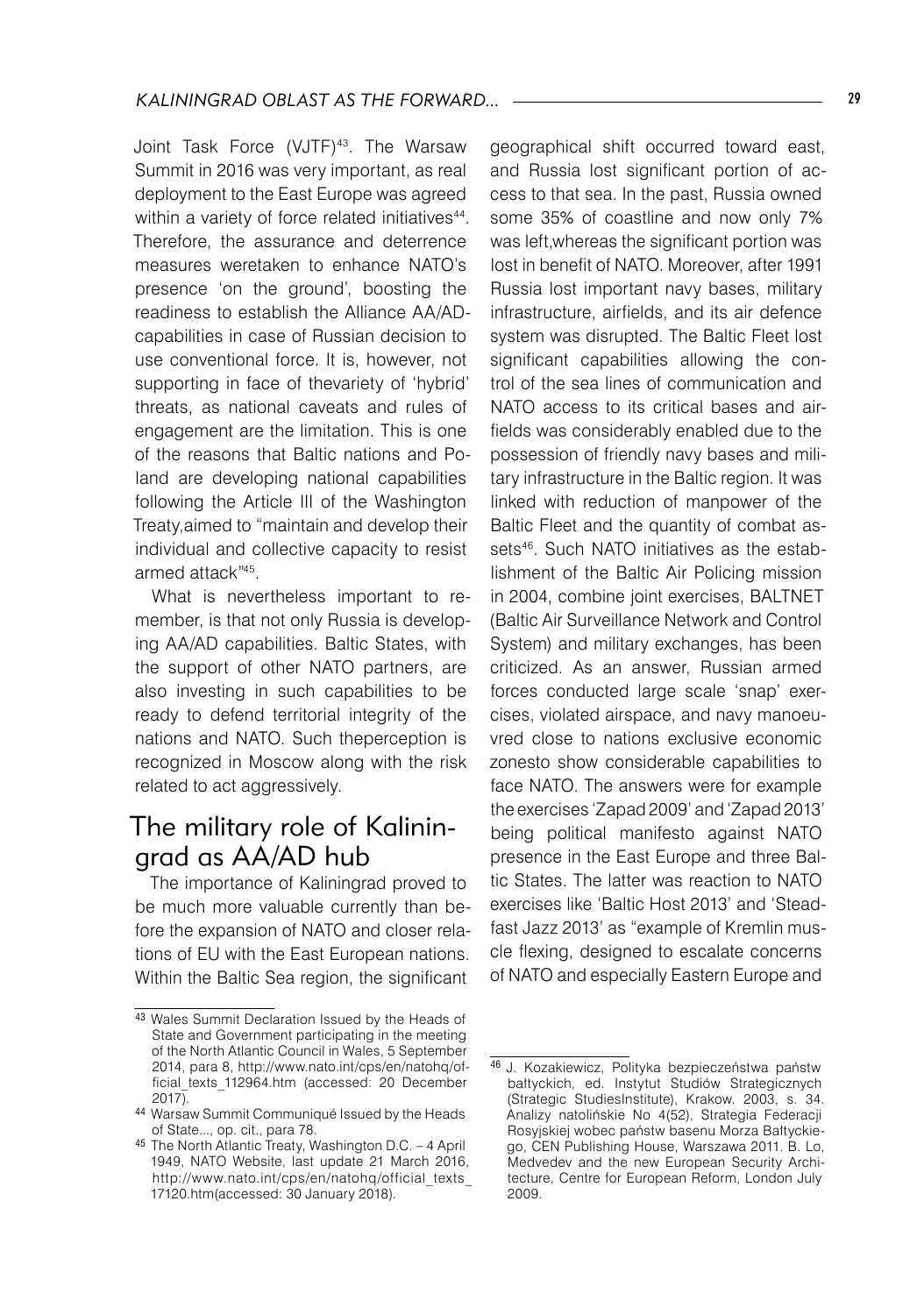Joint Task Force (VJTF)[43]. The Warsaw Summit in 2016 was very important, as real deployment to the East Europe was agreed within a variety of force related initiatives[44]. Therefore, the assurance and deterrence measures weretaken to enhance NATO's presence 'on the ground', boosting the readiness to establish the Alliance AA/AD-capabilities in case of Russian decision to use conventional force. It is, however, not supporting in face of thevariety of 'hybrid' threats, as national caveats and rules of engagement are the limitation. This is one of the reasons that Baltic nations and Poland are developing national capabilities following the Article III of the Washington Treaty,aimed to "maintain and develop their individual and collective capacity to resist armed attack"[45].

What is nevertheless important to remember, is that not only Russia is developing AA/AD capabilities. Baltic States, with the support of other NATO partners, are also investing in such capabilities to be ready to defend territorial integrity of the nations and NATO. Such theperception is recognized in Moscow along with the risk related to act aggressively.

## The military role of Kaliningrad as AA/AD hub

The importance of Kaliningrad proved to be much more valuable currently than before the expansion of NATO and closer relations of EU with the East European nations. Within the Baltic Sea region, the significant geographical shift occurred toward east, and Russia lost significant portion of access to that sea. In the past, Russia owned some 35% of coastline and now only 7% was left,whereas the significant portion was lost in benefit of NATO. Moreover, after 1991 Russia lost important navy bases, military infrastructure, airfields, and its air defence system was disrupted. The Baltic Fleet lost significant capabilities allowing the control of the sea lines of communication and NATO access to its critical bases and airfields was considerably enabled due to the possession of friendly navy bases and military infrastructure in the Baltic region. It was linked with reduction of manpower of the Baltic Fleet and the quantity of combat assets[46]. Such NATO initiatives as the establishment of the Baltic Air Policing mission in 2004, combine joint exercises, BALTNET (Baltic Air Surveillance Network and Control System) and military exchanges, has been criticized. As an answer, Russian armed forces conducted large scale 'snap' exercises, violated airspace, and navy manoeuvred close to nations exclusive economic zonesto show considerable capabilities to face NATO. The answers were for example the exercises 'Zapad 2009' and 'Zapad 2013' being political manifesto against NATO presence in the East Europe and three Baltic States. The latter was reaction to NATO exercises like 'Baltic Host 2013' and 'Steadfast Jazz 2013' as "example of Kremlin muscle flexing, designed to escalate concerns of NATO and especially Eastern Europe and

---

[43] Wales Summit Declaration Issued by the Heads of State and Government participating in the meeting of the North Atlantic Council in Wales, 5 September 2014, para 8, http://www.nato.int/cps/en/natohq/official_texts_112964.htm (accessed: 20 December 2017).

[44] Warsaw Summit Communiqué Issued by the Heads of State..., op. cit., para 78.

[45] The North Atlantic Treaty, Washington D.C. – 4 April 1949, NATO Website, last update 21 March 2016, http://www.nato.int/cps/en/natohq/official_texts_17120.htm(accessed: 30 January 2018).

[46] J. Kozakiewicz, Polityka bezpieczeństwa państw bałtyckich, ed. Instytut Studiów Strategicznych (Strategic StudiesInstitute), Krakow. 2003, s. 34. Analizy natolińskie No 4(52), Strategia Federacji Rosyjskiej wobec państw basenu Morza Bałtyckiego, CEN Publishing House, Warszawa 2011. B. Lo, Medvedev and the new European Security Architecture, Centre for European Reform, London July 2009.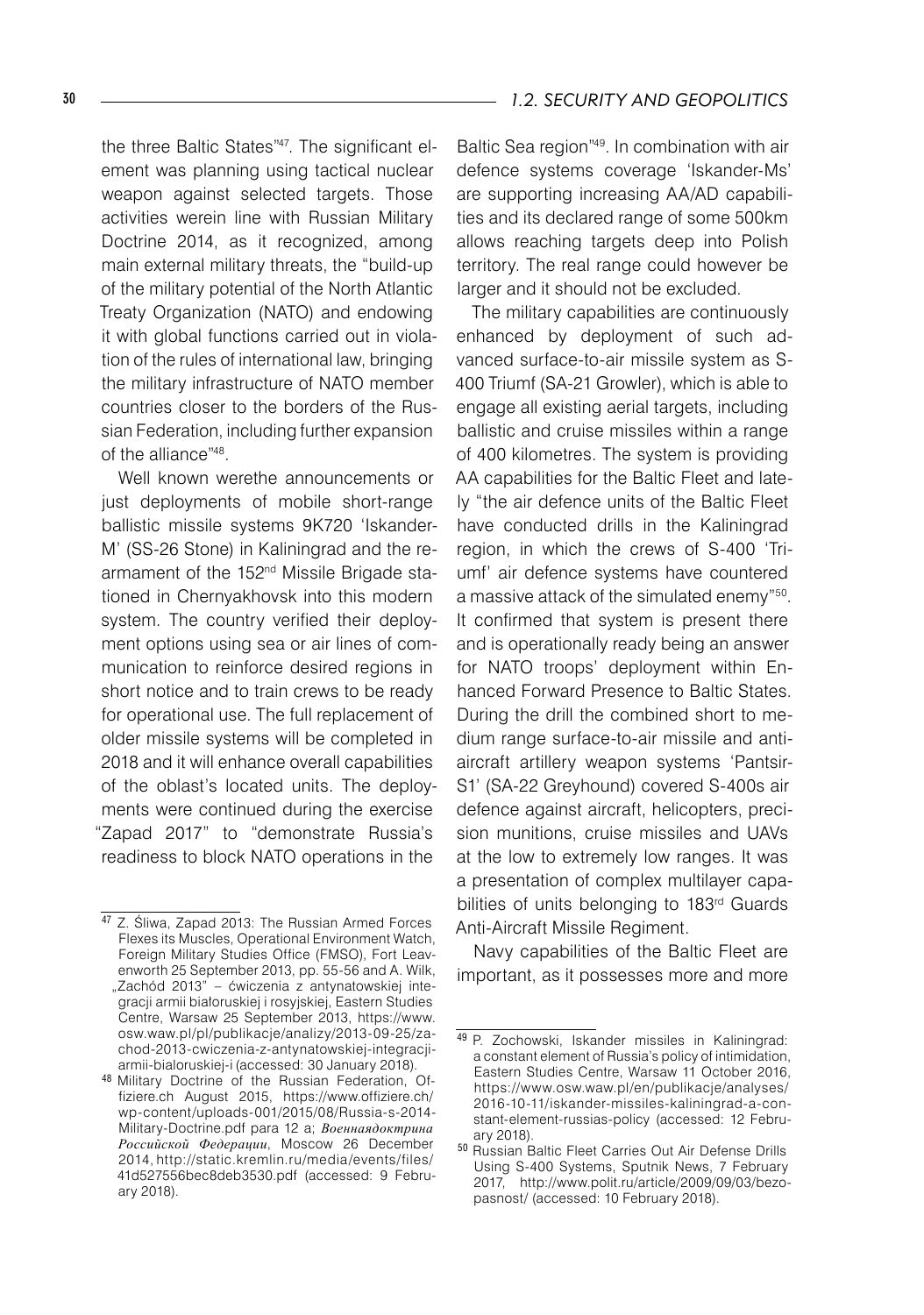the three Baltic States"[47]. The significant element was planning using tactical nuclear weapon against selected targets. Those activities werein line with Russian Military Doctrine 2014, as it recognized, among main external military threats, the "build-up of the military potential of the North Atlantic Treaty Organization (NATO) and endowing it with global functions carried out in violation of the rules of international law, bringing the military infrastructure of NATO member countries closer to the borders of the Russian Federation, including further expansion of the alliance"[48].

Well known werethe announcements or just deployments of mobile short-range ballistic missile systems 9K720 'Iskander-M' (SS-26 Stone) in Kaliningrad and the rearmament of the 152nd Missile Brigade stationed in Chernyakhovsk into this modern system. The country verified their deployment options using sea or air lines of communication to reinforce desired regions in short notice and to train crews to be ready for operational use. The full replacement of older missile systems will be completed in 2018 and it will enhance overall capabilities of the oblast's located units. The deployments were continued during the exercise "Zapad 2017" to "demonstrate Russia's readiness to block NATO operations in the Baltic Sea region"[49]. In combination with air defence systems coverage 'Iskander-Ms' are supporting increasing AA/AD capabilities and its declared range of some 500km allows reaching targets deep into Polish territory. The real range could however be larger and it should not be excluded.

The military capabilities are continuously enhanced by deployment of such advanced surface-to-air missile system as S-400 Triumf (SA-21 Growler), which is able to engage all existing aerial targets, including ballistic and cruise missiles within a range of 400 kilometres. The system is providing AA capabilities for the Baltic Fleet and lately "the air defence units of the Baltic Fleet have conducted drills in the Kaliningrad region, in which the crews of S-400 'Triumf' air defence systems have countered a massive attack of the simulated enemy"[50]. It confirmed that system is present there and is operationally ready being an answer for NATO troops' deployment within Enhanced Forward Presence to Baltic States. During the drill the combined short to medium range surface-to-air missile and anti-aircraft artillery weapon systems 'Pantsir-S1' (SA-22 Greyhound) covered S-400s air defence against aircraft, helicopters, precision munitions, cruise missiles and UAVs at the low to extremely low ranges. It was a presentation of complex multilayer capabilities of units belonging to 183rd Guards Anti-Aircraft Missile Regiment.

Navy capabilities of the Baltic Fleet are important, as it possesses more and more

---

[47] Z. Śliwa, Zapad 2013: The Russian Armed Forces Flexes its Muscles, Operational Environment Watch, Foreign Military Studies Office (FMSO), Fort Leavenworth 25 September 2013, pp. 55-56 and A. Wilk, „Zachód 2013" – ćwiczenia z antynatowskiej integracji armii białoruskiej i rosyjskiej, Eastern Studies Centre, Warsaw 25 September 2013, https://www.osw.waw.pl/pl/publikacje/analizy/2013-09-25/zachod-2013-cwiczenia-z-antynatowskiej-integracji-armii-bialoruskiej-i (accessed: 30 January 2018).

[48] Military Doctrine of the Russian Federation, Offiziere.ch August 2015, https://www.offiziere.ch/wp-content/uploads-001/2015/08/Russia-s-2014-Military-Doctrine.pdf para 12 a; *Военнаядоктрина Российской Федерации*, Moscow 26 December 2014, http://static.kremlin.ru/media/events/files/41d527556bec8deb3530.pdf (accessed: 9 February 2018).

[49] P. Zochowski, Iskander missiles in Kaliningrad: a constant element of Russia's policy of intimidation, Eastern Studies Centre, Warsaw 11 October 2016, https://www.osw.waw.pl/en/publikacje/analyses/2016-10-11/iskander-missiles-kaliningrad-a-constant-element-russias-policy (accessed: 12 February 2018).

[50] Russian Baltic Fleet Carries Out Air Defense Drills Using S-400 Systems, Sputnik News, 7 February 2017, http://www.polit.ru/article/2009/09/03/bezopasnost/ (accessed: 10 February 2018).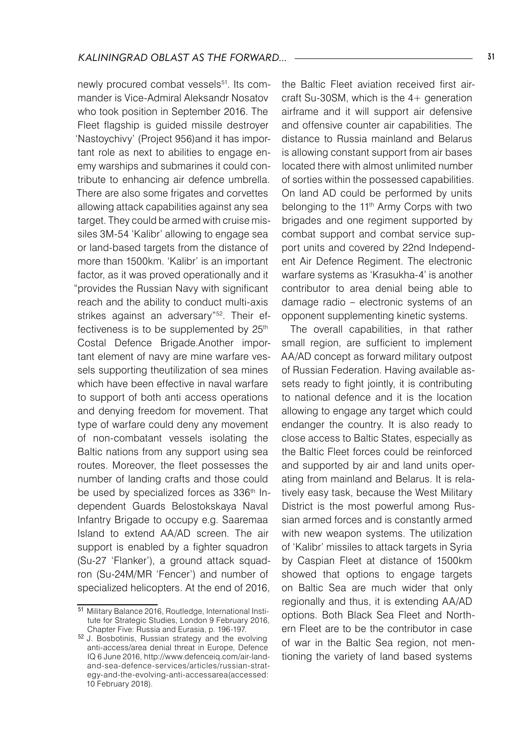newly procured combat vessels[51]. Its commander is Vice-Admiral Aleksandr Nosatov who took position in September 2016. The Fleet flagship is guided missile destroyer 'Nastoychivy' (Project 956)and it has important role as next to abilities to engage enemy warships and submarines it could contribute to enhancing air defence umbrella. There are also some frigates and corvettes allowing attack capabilities against any sea target. They could be armed with cruise missiles 3M-54 'Kalibr' allowing to engage sea or land-based targets from the distance of more than 1500km. 'Kalibr' is an important factor, as it was proved operationally and it "provides the Russian Navy with significant reach and the ability to conduct multi-axis strikes against an adversary"[52]. Their effectiveness is to be supplemented by 25th Costal Defence Brigade.Another important element of navy are mine warfare vessels supporting theutilization of sea mines which have been effective in naval warfare to support of both anti access operations and denying freedom for movement. That type of warfare could deny any movement of non-combatant vessels isolating the Baltic nations from any support using sea routes. Moreover, the fleet possesses the number of landing crafts and those could be used by specialized forces as 336th Independent Guards Belostokskaya Naval Infantry Brigade to occupy e.g. Saaremaa Island to extend AA/AD screen. The air support is enabled by a fighter squadron (Su-27 'Flanker'), a ground attack squadron (Su-24M/MR 'Fencer') and number of specialized helicopters. At the end of 2016, the Baltic Fleet aviation received first aircraft Su-30SM, which is the 4+ generation airframe and it will support air defensive and offensive counter air capabilities. The distance to Russia mainland and Belarus is allowing constant support from air bases located there with almost unlimited number of sorties within the possessed capabilities. On land AD could be performed by units belonging to the 11th Army Corps with two brigades and one regiment supported by combat support and combat service support units and covered by 22nd Independent Air Defence Regiment. The electronic warfare systems as 'Krasukha-4' is another contributor to area denial being able to damage radio – electronic systems of an opponent supplementing kinetic systems.

The overall capabilities, in that rather small region, are sufficient to implement AA/AD concept as forward military outpost of Russian Federation. Having available assets ready to fight jointly, it is contributing to national defence and it is the location allowing to engage any target which could endanger the country. It is also ready to close access to Baltic States, especially as the Baltic Fleet forces could be reinforced and supported by air and land units operating from mainland and Belarus. It is relatively easy task, because the West Military District is the most powerful among Russian armed forces and is constantly armed with new weapon systems. The utilization of 'Kalibr' missiles to attack targets in Syria by Caspian Fleet at distance of 1500km showed that options to engage targets on Baltic Sea are much wider that only regionally and thus, it is extending AA/AD options. Both Black Sea Fleet and Northern Fleet are to be the contributor in case of war in the Baltic Sea region, not mentioning the variety of land based systems

---

[51] Military Balance 2016, Routledge, International Institute for Strategic Studies, London 9 February 2016, Chapter Five: Russia and Eurasia, p. 196-197.

[52] J. Bosbotinis, Russian strategy and the evolving anti-access/area denial threat in Europe, Defence IQ 6 June 2016, http://www.defenceiq.com/air-land-and-sea-defence-services/articles/russian-strategy-and-the-evolving-anti-accessarea(accessed: 10 February 2018).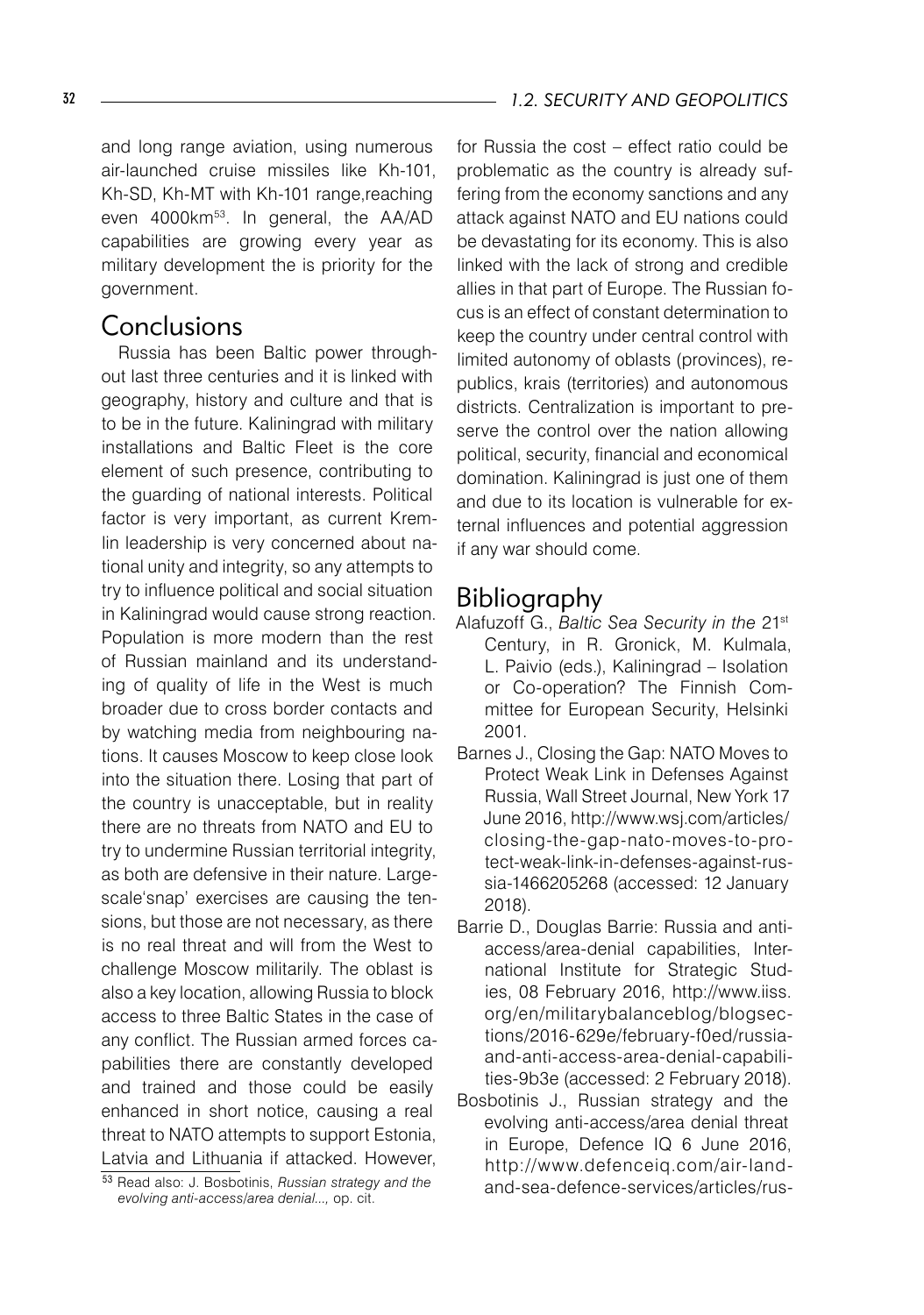and long range aviation, using numerous air-launched cruise missiles like Kh-101, Kh-SD, Kh-MT with Kh-101 range,reaching even 4000km[53]. In general, the AA/AD capabilities are growing every year as military development the is priority for the government.

## Conclusions

Russia has been Baltic power throughout last three centuries and it is linked with geography, history and culture and that is to be in the future. Kaliningrad with military installations and Baltic Fleet is the core element of such presence, contributing to the guarding of national interests. Political factor is very important, as current Kremlin leadership is very concerned about national unity and integrity, so any attempts to try to influence political and social situation in Kaliningrad would cause strong reaction. Population is more modern than the rest of Russian mainland and its understanding of quality of life in the West is much broader due to cross border contacts and by watching media from neighbouring nations. It causes Moscow to keep close look into the situation there. Losing that part of the country is unacceptable, but in reality there are no threats from NATO and EU to try to undermine Russian territorial integrity, as both are defensive in their nature. Large-scale'snap' exercises are causing the tensions, but those are not necessary, as there is no real threat and will from the West to challenge Moscow militarily. The oblast is also a key location, allowing Russia to block access to three Baltic States in the case of any conflict. The Russian armed forces capabilities there are constantly developed and trained and those could be easily enhanced in short notice, causing a real threat to NATO attempts to support Estonia, Latvia and Lithuania if attacked. However, for Russia the cost – effect ratio could be problematic as the country is already suffering from the economy sanctions and any attack against NATO and EU nations could be devastating for its economy. This is also linked with the lack of strong and credible allies in that part of Europe. The Russian focus is an effect of constant determination to keep the country under central control with limited autonomy of oblasts (provinces), republics, krais (territories) and autonomous districts. Centralization is important to preserve the control over the nation allowing political, security, financial and economical domination. Kaliningrad is just one of them and due to its location is vulnerable for external influences and potential aggression if any war should come.

[53] Read also: J. Bosbotinis, *Russian strategy and the evolving anti-access/area denial...,* op. cit.

## Bibliography

Alafuzoff G., *Baltic Sea Security in the* 21st Century, in R. Gronick, M. Kulmala, L. Paivio (eds.), Kaliningrad – Isolation or Co-operation? The Finnish Committee for European Security, Helsinki 2001.

Barnes J., Closing the Gap: NATO Moves to Protect Weak Link in Defenses Against Russia, Wall Street Journal, New York 17 June 2016, http://www.wsj.com/articles/closing-the-gap-nato-moves-to-protect-weak-link-in-defenses-against-russia-1466205268 (accessed: 12 January 2018).

Barrie D., Douglas Barrie: Russia and anti-access/area-denial capabilities, International Institute for Strategic Studies, 08 February 2016, http://www.iiss.org/en/militarybalanceblog/blogsections/2016-629e/february-f0ed/russia-and-anti-access-area-denial-capabilities-9b3e (accessed: 2 February 2018).

Bosbotinis J., Russian strategy and the evolving anti-access/area denial threat in Europe, Defence IQ 6 June 2016, http://www.defenceiq.com/air-land-and-sea-defence-services/articles/rus-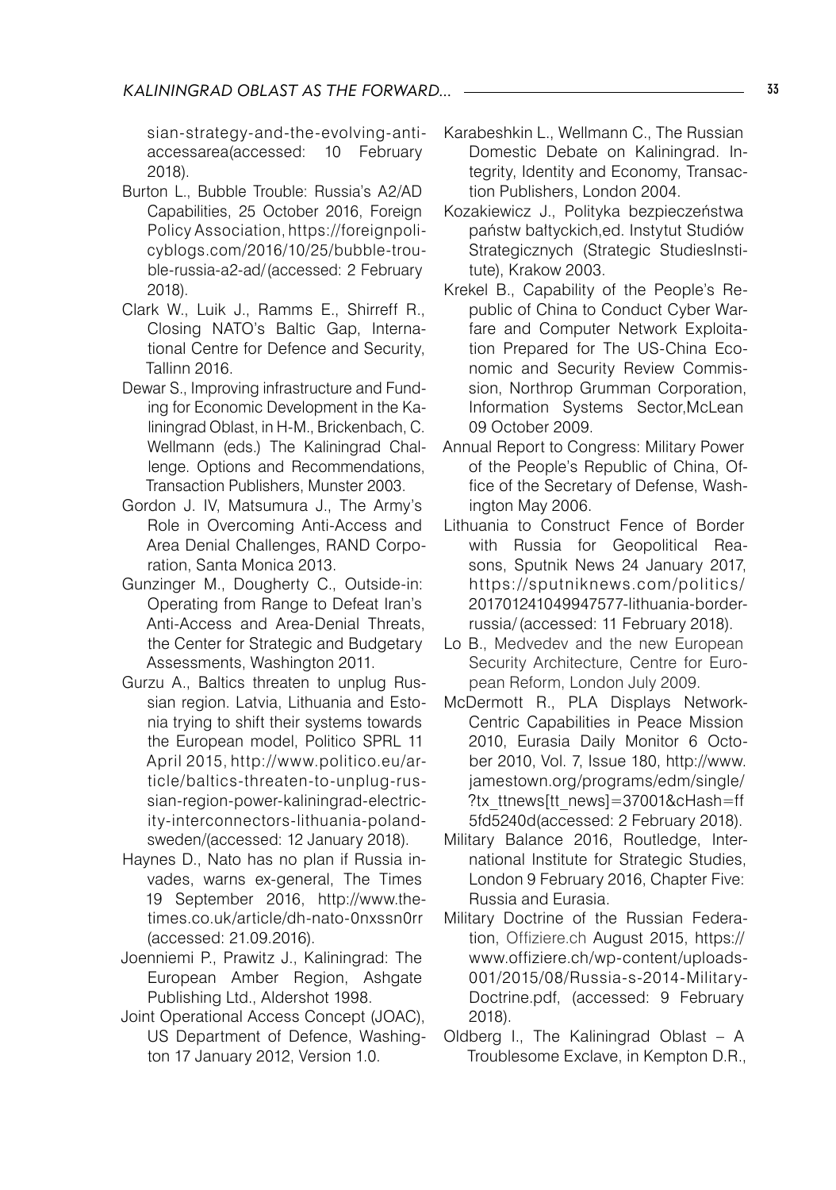sian-strategy-and-the-evolving-anti-accessarea(accessed: 10 February 2018).

Burton L., Bubble Trouble: Russia's A2/AD Capabilities, 25 October 2016, Foreign Policy Association, https://foreignpolicyblogs.com/2016/10/25/bubble-trouble-russia-a2-ad/(accessed: 2 February 2018).

Clark W., Luik J., Ramms E., Shirreff R., Closing NATO's Baltic Gap, International Centre for Defence and Security, Tallinn 2016.

Dewar S., Improving infrastructure and Funding for Economic Development in the Kaliningrad Oblast, in H-M., Brickenbach, C. Wellmann (eds.) The Kaliningrad Challenge. Options and Recommendations, Transaction Publishers, Munster 2003.

Gordon J. IV, Matsumura J., The Army's Role in Overcoming Anti-Access and Area Denial Challenges, RAND Corporation, Santa Monica 2013.

Gunzinger M., Dougherty C., Outside-in: Operating from Range to Defeat Iran's Anti-Access and Area-Denial Threats, the Center for Strategic and Budgetary Assessments, Washington 2011.

Gurzu A., Baltics threaten to unplug Russian region. Latvia, Lithuania and Estonia trying to shift their systems towards the European model, Politico SPRL 11 April 2015, http://www.politico.eu/article/baltics-threaten-to-unplug-russian-region-power-kaliningrad-electricity-interconnectors-lithuania-poland-sweden/(accessed: 12 January 2018).

Haynes D., Nato has no plan if Russia invades, warns ex-general, The Times 19 September 2016, http://www.thetimes.co.uk/article/dh-nato-0nxssn0rr (accessed: 21.09.2016).

Joenniemi P., Prawitz J., Kaliningrad: The European Amber Region, Ashgate Publishing Ltd., Aldershot 1998.

Joint Operational Access Concept (JOAC), US Department of Defence, Washington 17 January 2012, Version 1.0.

Karabeshkin L., Wellmann C., The Russian Domestic Debate on Kaliningrad. Integrity, Identity and Economy, Transaction Publishers, London 2004.

Kozakiewicz J., Polityka bezpieczeństwa państw bałtyckich,ed. Instytut Studiów Strategicznych (Strategic StudiesInstitute), Krakow 2003.

Krekel B., Capability of the People's Republic of China to Conduct Cyber Warfare and Computer Network Exploitation Prepared for The US-China Economic and Security Review Commission, Northrop Grumman Corporation, Information Systems Sector,McLean 09 October 2009.

Annual Report to Congress: Military Power of the People's Republic of China, Office of the Secretary of Defense, Washington May 2006.

Lithuania to Construct Fence of Border with Russia for Geopolitical Reasons, Sputnik News 24 January 2017, https://sputniknews.com/politics/201701241049947577-lithuania-border-russia/(accessed: 11 February 2018).

Lo B., Medvedev and the new European Security Architecture, Centre for European Reform, London July 2009.

McDermott R., PLA Displays Network-Centric Capabilities in Peace Mission 2010, Eurasia Daily Monitor 6 October 2010, Vol. 7, Issue 180, http://www.jamestown.org/programs/edm/single/?tx_ttnews[tt_news]=37001&cHash=ff5fd5240d(accessed: 2 February 2018).

Military Balance 2016, Routledge, International Institute for Strategic Studies, London 9 February 2016, Chapter Five: Russia and Eurasia.

Military Doctrine of the Russian Federation, Offiziere.ch August 2015, https://www.offiziere.ch/wp-content/uploads-001/2015/08/Russia-s-2014-Military-Doctrine.pdf, (accessed: 9 February 2018).

Oldberg I., The Kaliningrad Oblast – A Troublesome Exclave, in Kempton D.R.,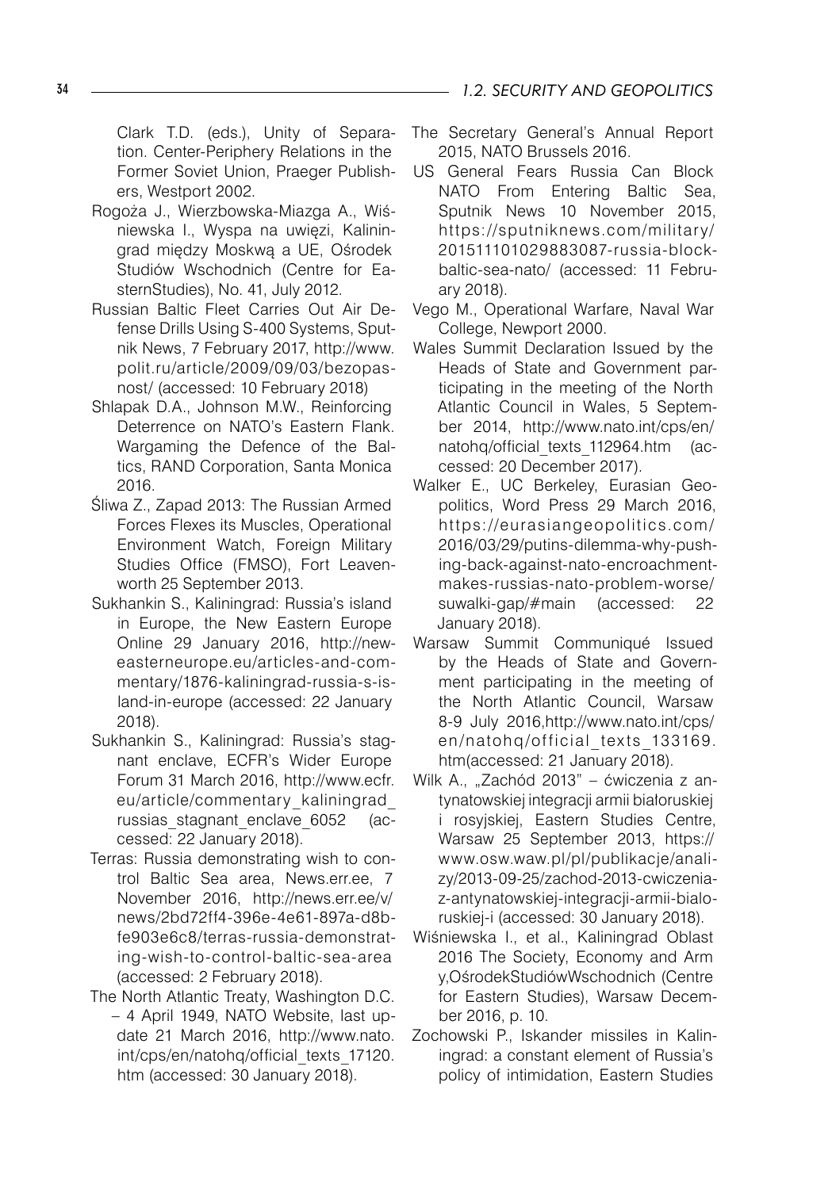Clark T.D. (eds.), Unity of Separation. Center-Periphery Relations in the Former Soviet Union, Praeger Publishers, Westport 2002.

Rogoża J., Wierzbowska-Miazga A., Wiśniewska I., Wyspa na uwięzi, Kaliningrad między Moskwą a UE, Ośrodek Studiów Wschodnich (Centre for EasternStudies), No. 41, July 2012.

Russian Baltic Fleet Carries Out Air Defense Drills Using S-400 Systems, Sputnik News, 7 February 2017, http://www.polit.ru/article/2009/09/03/bezopasnost/ (accessed: 10 February 2018)

Shlapak D.A., Johnson M.W., Reinforcing Deterrence on NATO's Eastern Flank. Wargaming the Defence of the Baltics, RAND Corporation, Santa Monica 2016.

Śliwa Z., Zapad 2013: The Russian Armed Forces Flexes its Muscles, Operational Environment Watch, Foreign Military Studies Office (FMSO), Fort Leavenworth 25 September 2013.

Sukhankin S., Kaliningrad: Russia's island in Europe, the New Eastern Europe Online 29 January 2016, http://neweasterneurope.eu/articles-and-commentary/1876-kaliningrad-russia-s-island-in-europe (accessed: 22 January 2018).

Sukhankin S., Kaliningrad: Russia's stagnant enclave, ECFR's Wider Europe Forum 31 March 2016, http://www.ecfr.eu/article/commentary_kaliningrad_russias_stagnant_enclave_6052 (accessed: 22 January 2018).

Terras: Russia demonstrating wish to control Baltic Sea area, News.err.ee, 7 November 2016, http://news.err.ee/v/news/2bd72ff4-396e-4e61-897a-d8bfe903e6c8/terras-russia-demonstrating-wish-to-control-baltic-sea-area (accessed: 2 February 2018).

The North Atlantic Treaty, Washington D.C. – 4 April 1949, NATO Website, last update 21 March 2016, http://www.nato.int/cps/en/natohq/official_texts_17120.htm (accessed: 30 January 2018).

The Secretary General's Annual Report 2015, NATO Brussels 2016.

US General Fears Russia Can Block NATO From Entering Baltic Sea, Sputnik News 10 November 2015, https://sputniknews.com/military/201511101029883087-russia-block-baltic-sea-nato/ (accessed: 11 February 2018).

Vego M., Operational Warfare, Naval War College, Newport 2000.

Wales Summit Declaration Issued by the Heads of State and Government participating in the meeting of the North Atlantic Council in Wales, 5 September 2014, http://www.nato.int/cps/en/natohq/official_texts_112964.htm (accessed: 20 December 2017).

Walker E., UC Berkeley, Eurasian Geopolitics, Word Press 29 March 2016, https://eurasiangeopolitics.com/2016/03/29/putins-dilemma-why-pushing-back-against-nato-encroachment-makes-russias-nato-problem-worse/suwalki-gap/#main (accessed: 22 January 2018).

Warsaw Summit Communiqué Issued by the Heads of State and Government participating in the meeting of the North Atlantic Council, Warsaw 8-9 July 2016,http://www.nato.int/cps/en/natohq/official_texts_133169.htm(accessed: 21 January 2018).

Wilk A., „Zachód 2013" – ćwiczenia z antynatowskiej integracji armii białoruskiej i rosyjskiej, Eastern Studies Centre, Warsaw 25 September 2013, https://www.osw.waw.pl/pl/publikacje/analizy/2013-09-25/zachod-2013-cwiczenia-z-antynatowskiej-integracji-armii-bialoruskiej-i (accessed: 30 January 2018).

Wiśniewska I., et al., Kaliningrad Oblast 2016 The Society, Economy and Arm y,OśrodekStudiówWschodnich (Centre for Eastern Studies), Warsaw December 2016, p. 10.

Zochowski P., Iskander missiles in Kaliningrad: a constant element of Russia's policy of intimidation, Eastern Studies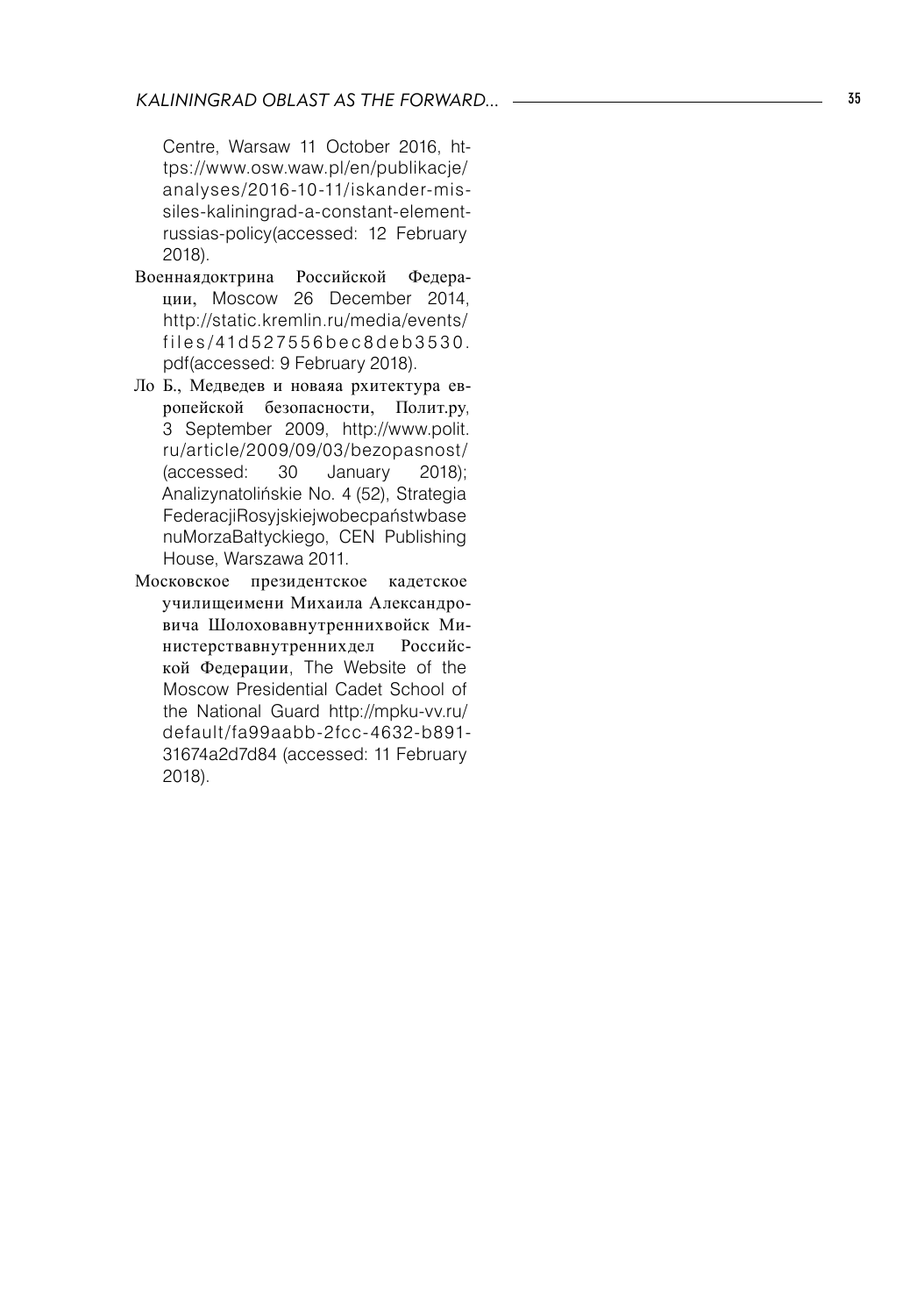Centre, Warsaw 11 October 2016, https://www.osw.waw.pl/en/publikacje/analyses/2016-10-11/iskander-missiles-kaliningrad-a-constant-element-russias-policy(accessed: 12 February 2018).

Военнаядоктрина Российской Федерации, Moscow 26 December 2014, http://static.kremlin.ru/media/events/files/41d527556bec8deb3530.pdf(accessed: 9 February 2018).

Ло Б., Медведев и новаяа рхитектура европейской безопасности, Полит.ру, 3 September 2009, http://www.polit.ru/article/2009/09/03/bezopasnost/ (accessed: 30 January 2018); Analizynatolińskie No. 4 (52), Strategia FederacjiRosyjskiejwobecpaństwbasenuMorzaBałtyckiego, CEN Publishing House, Warszawa 2011.

Московское президентское кадетское училищеимени Михаила Александровича Шолоховавнутреннихвойск Министерстваввнутренниxдел Российской Федерации, The Website of the Moscow Presidential Cadet School of the National Guard http://mpku-vv.ru/default/fa99aabb-2fcc-4632-b891-31674a2d7d84 (accessed: 11 February 2018).